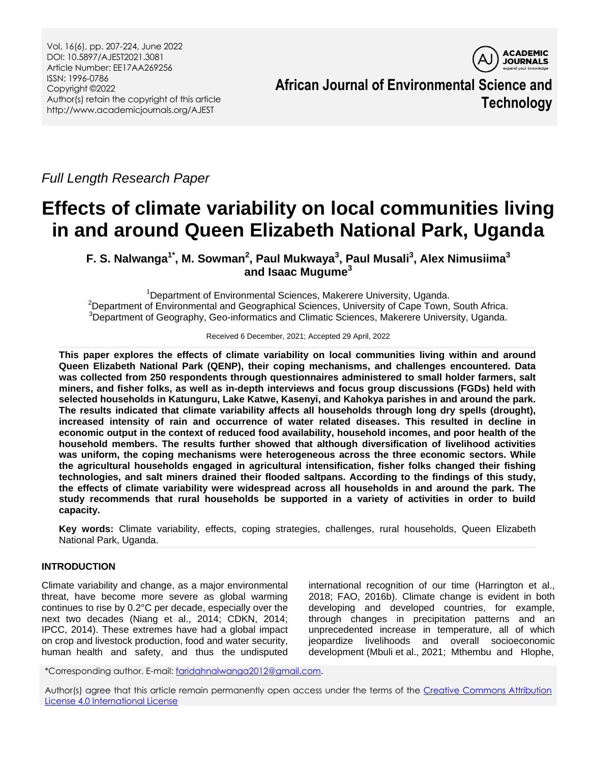*Full Length Research Paper*

# Effects of climate variability on local communities living in and around Queen Elizabeth National Park, Uganda

**F. S. Nalwanga[1*], M. Sowman[2], Paul Mukwaya[3], Paul Musali[3], Alex Nimusiima[3] and Isaac Mugume[3]**

[1]Department of Environmental Sciences, Makerere University, Uganda.
[2]Department of Environmental and Geographical Sciences, University of Cape Town, South Africa.
[3]Department of Geography, Geo-informatics and Climatic Sciences, Makerere University, Uganda.

Received 6 December, 2021; Accepted 29 April, 2022

**This paper explores the effects of climate variability on local communities living within and around Queen Elizabeth National Park (QENP), their coping mechanisms, and challenges encountered. Data was collected from 250 respondents through questionnaires administered to small holder farmers, salt miners, and fisher folks, as well as in-depth interviews and focus group discussions (FGDs) held with selected households in Katunguru, Lake Katwe, Kasenyi, and Kahokya parishes in and around the park. The results indicated that climate variability affects all households through long dry spells (drought), increased intensity of rain and occurrence of water related diseases. This resulted in decline in economic output in the context of reduced food availability, household incomes, and poor health of the household members. The results further showed that although diversification of livelihood activities was uniform, the coping mechanisms were heterogeneous across the three economic sectors. While the agricultural households engaged in agricultural intensification, fisher folks changed their fishing technologies, and salt miners drained their flooded saltpans. According to the findings of this study, the effects of climate variability were widespread across all households in and around the park. The study recommends that rural households be supported in a variety of activities in order to build capacity.**

**Key words:** Climate variability, effects, coping strategies, challenges, rural households, Queen Elizabeth National Park, Uganda.

## INTRODUCTION

Climate variability and change, as a major environmental threat, have become more severe as global warming continues to rise by 0.2°C per decade, especially over the next two decades (Niang et al., 2014; CDKN, 2014; IPCC, 2014). These extremes have had a global impact on crop and livestock production, food and water security, human health and safety, and thus the undisputed international recognition of our time (Harrington et al., 2018; FAO, 2016b). Climate change is evident in both developing and developed countries, for example, through changes in precipitation patterns and an unprecedented increase in temperature, all of which jeopardize livelihoods and overall socioeconomic development (Mbuli et al., 2021; Mthembu and Hlophe,

*Corresponding author. E-mail: faridahnalwanga2012@gmail.com.

Author(s) agree that this article remain permanently open access under the terms of the Creative Commons Attribution License 4.0 International License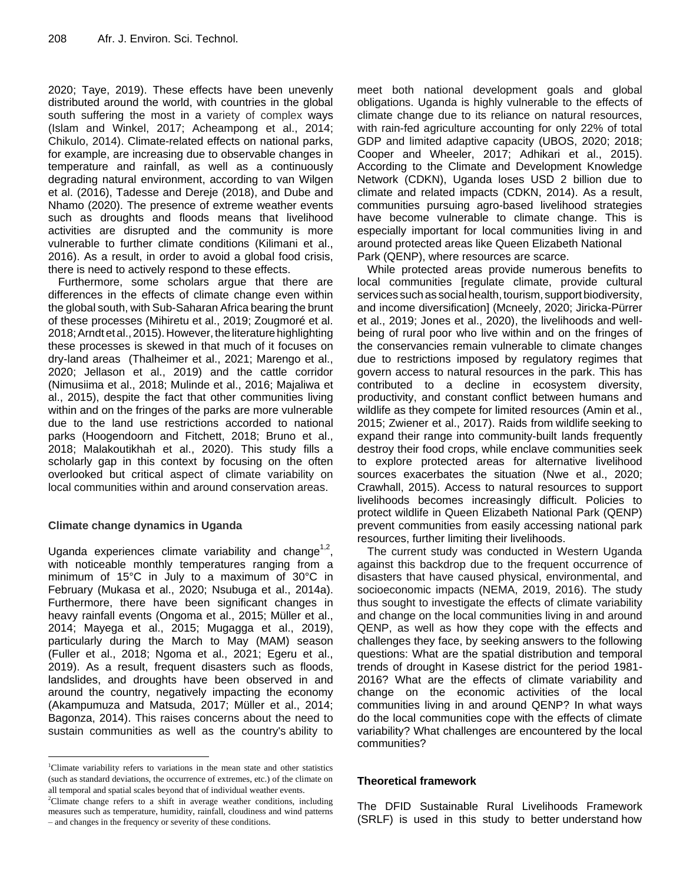2020; Taye, 2019). These effects have been unevenly distributed around the world, with countries in the global south suffering the most in a variety of complex ways (Islam and Winkel, 2017; Acheampong et al., 2014; Chikulo, 2014). Climate-related effects on national parks, for example, are increasing due to observable changes in temperature and rainfall, as well as a continuously degrading natural environment, according to van Wilgen et al. (2016), Tadesse and Dereje (2018), and Dube and Nhamo (2020). The presence of extreme weather events such as droughts and floods means that livelihood activities are disrupted and the community is more vulnerable to further climate conditions (Kilimani et al., 2016). As a result, in order to avoid a global food crisis, there is need to actively respond to these effects.

Furthermore, some scholars argue that there are differences in the effects of climate change even within the global south, with Sub-Saharan Africa bearing the brunt of these processes (Mihiretu et al., 2019; Zougmoré et al. 2018; Arndt et al., 2015). However, the literature highlighting these processes is skewed in that much of it focuses on dry-land areas (Thalheimer et al., 2021; Marengo et al., 2020; Jellason et al., 2019) and the cattle corridor (Nimusiima et al., 2018; Mulinde et al., 2016; Majaliwa et al., 2015), despite the fact that other communities living within and on the fringes of the parks are more vulnerable due to the land use restrictions accorded to national parks (Hoogendoorn and Fitchett, 2018; Bruno et al., 2018; Malakoutikhah et al., 2020). This study fills a scholarly gap in this context by focusing on the often overlooked but critical aspect of climate variability on local communities within and around conservation areas.

## Climate change dynamics in Uganda

Uganda experiences climate variability and change[1,2], with noticeable monthly temperatures ranging from a minimum of 15°C in July to a maximum of 30°C in February (Mukasa et al., 2020; Nsubuga et al., 2014a). Furthermore, there have been significant changes in heavy rainfall events (Ongoma et al., 2015; Müller et al., 2014; Mayega et al., 2015; Mugagga et al., 2019), particularly during the March to May (MAM) season (Fuller et al., 2018; Ngoma et al., 2021; Egeru et al., 2019). As a result, frequent disasters such as floods, landslides, and droughts have been observed in and around the country, negatively impacting the economy (Akampumuza and Matsuda, 2017; Müller et al., 2014; Bagonza, 2014). This raises concerns about the need to sustain communities as well as the country's ability to meet both national development goals and global obligations. Uganda is highly vulnerable to the effects of climate change due to its reliance on natural resources, with rain-fed agriculture accounting for only 22% of total GDP and limited adaptive capacity (UBOS, 2020; 2018; Cooper and Wheeler, 2017; Adhikari et al., 2015). According to the Climate and Development Knowledge Network (CDKN), Uganda loses USD 2 billion due to climate and related impacts (CDKN, 2014). As a result, communities pursuing agro-based livelihood strategies have become vulnerable to climate change. This is especially important for local communities living in and around protected areas like Queen Elizabeth National Park (QENP), where resources are scarce.

While protected areas provide numerous benefits to local communities [regulate climate, provide cultural services such as social health, tourism, support biodiversity, and income diversification] (Mcneely, 2020; Jiricka-Pürrer et al., 2019; Jones et al., 2020), the livelihoods and well-being of rural poor who live within and on the fringes of the conservancies remain vulnerable to climate changes due to restrictions imposed by regulatory regimes that govern access to natural resources in the park. This has contributed to a decline in ecosystem diversity, productivity, and constant conflict between humans and wildlife as they compete for limited resources (Amin et al., 2015; Zwiener et al., 2017). Raids from wildlife seeking to expand their range into community-built lands frequently destroy their food crops, while enclave communities seek to explore protected areas for alternative livelihood sources exacerbates the situation (Nwe et al., 2020; Crawhall, 2015). Access to natural resources to support livelihoods becomes increasingly difficult. Policies to protect wildlife in Queen Elizabeth National Park (QENP) prevent communities from easily accessing national park resources, further limiting their livelihoods.

The current study was conducted in Western Uganda against this backdrop due to the frequent occurrence of disasters that have caused physical, environmental, and socioeconomic impacts (NEMA, 2019, 2016). The study thus sought to investigate the effects of climate variability and change on the local communities living in and around QENP, as well as how they cope with the effects and challenges they face, by seeking answers to the following questions: What are the spatial distribution and temporal trends of drought in Kasese district for the period 1981-2016? What are the effects of climate variability and change on the economic activities of the local communities living in and around QENP? In what ways do the local communities cope with the effects of climate variability? What challenges are encountered by the local communities?

## Theoretical framework

The DFID Sustainable Rural Livelihoods Framework (SRLF) is used in this study to better understand how

---

[1]Climate variability refers to variations in the mean state and other statistics (such as standard deviations, the occurrence of extremes, etc.) of the climate on all temporal and spatial scales beyond that of individual weather events.

[2]Climate change refers to a shift in average weather conditions, including measures such as temperature, humidity, rainfall, cloudiness and wind patterns – and changes in the frequency or severity of these conditions.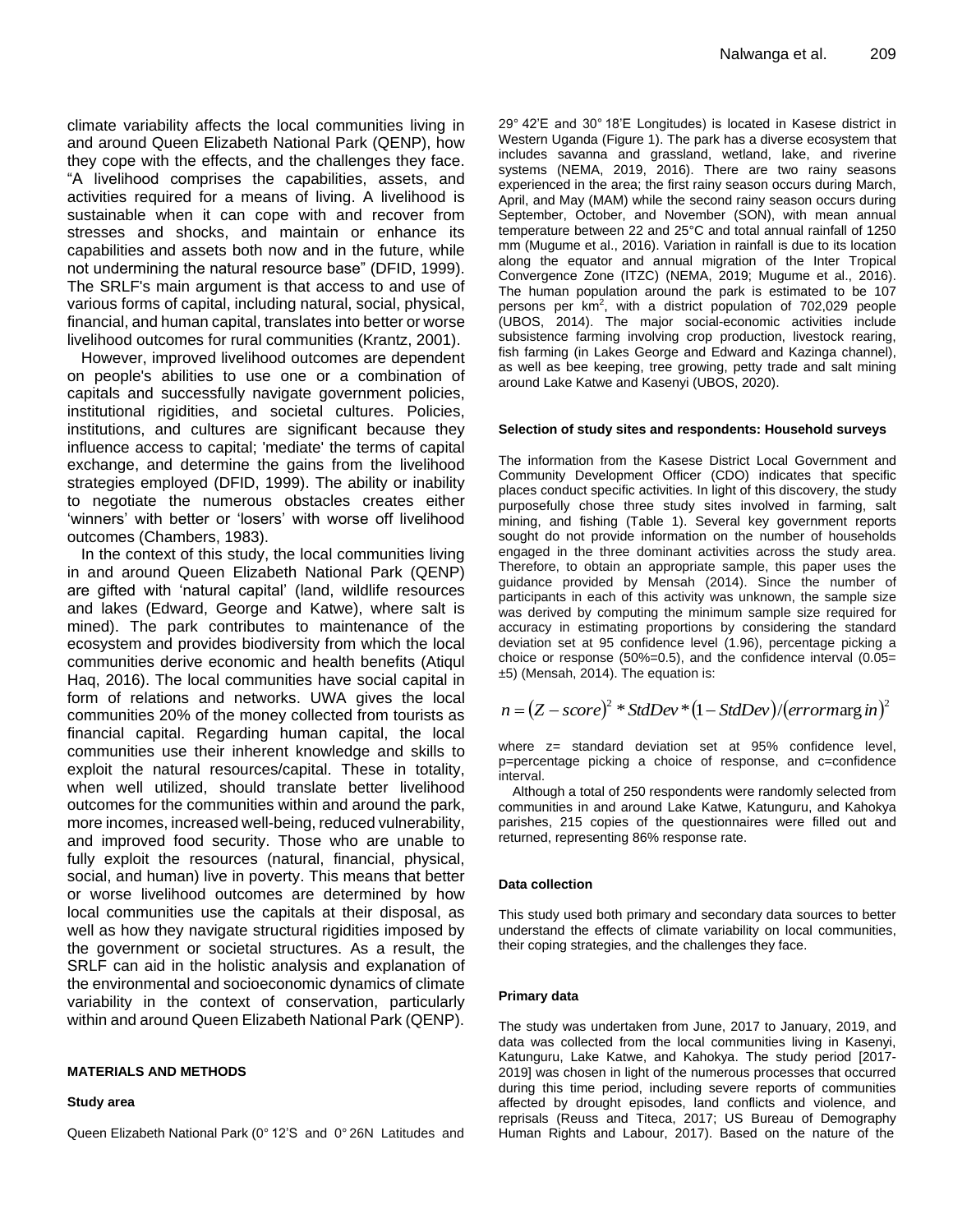climate variability affects the local communities living in and around Queen Elizabeth National Park (QENP), how they cope with the effects, and the challenges they face. "A livelihood comprises the capabilities, assets, and activities required for a means of living. A livelihood is sustainable when it can cope with and recover from stresses and shocks, and maintain or enhance its capabilities and assets both now and in the future, while not undermining the natural resource base" (DFID, 1999). The SRLF's main argument is that access to and use of various forms of capital, including natural, social, physical, financial, and human capital, translates into better or worse livelihood outcomes for rural communities (Krantz, 2001).

However, improved livelihood outcomes are dependent on people's abilities to use one or a combination of capitals and successfully navigate government policies, institutional rigidities, and societal cultures. Policies, institutions, and cultures are significant because they influence access to capital; 'mediate' the terms of capital exchange, and determine the gains from the livelihood strategies employed (DFID, 1999). The ability or inability to negotiate the numerous obstacles creates either 'winners' with better or 'losers' with worse off livelihood outcomes (Chambers, 1983).

In the context of this study, the local communities living in and around Queen Elizabeth National Park (QENP) are gifted with 'natural capital' (land, wildlife resources and lakes (Edward, George and Katwe), where salt is mined). The park contributes to maintenance of the ecosystem and provides biodiversity from which the local communities derive economic and health benefits (Atiqul Haq, 2016). The local communities have social capital in form of relations and networks. UWA gives the local communities 20% of the money collected from tourists as financial capital. Regarding human capital, the local communities use their inherent knowledge and skills to exploit the natural resources/capital. These in totality, when well utilized, should translate better livelihood outcomes for the communities within and around the park, more incomes, increased well-being, reduced vulnerability, and improved food security. Those who are unable to fully exploit the resources (natural, financial, physical, social, and human) live in poverty. This means that better or worse livelihood outcomes are determined by how local communities use the capitals at their disposal, as well as how they navigate structural rigidities imposed by the government or societal structures. As a result, the SRLF can aid in the holistic analysis and explanation of the environmental and socioeconomic dynamics of climate variability in the context of conservation, particularly within and around Queen Elizabeth National Park (QENP).

## MATERIALS AND METHODS

### Study area

Queen Elizabeth National Park (0° 12'S and 0° 26N Latitudes and 29° 42'E and 30° 18'E Longitudes) is located in Kasese district in Western Uganda (Figure 1). The park has a diverse ecosystem that includes savanna and grassland, wetland, lake, and riverine systems (NEMA, 2019, 2016). There are two rainy seasons experienced in the area; the first rainy season occurs during March, April, and May (MAM) while the second rainy season occurs during September, October, and November (SON), with mean annual temperature between 22 and 25°C and total annual rainfall of 1250 mm (Mugume et al., 2016). Variation in rainfall is due to its location along the equator and annual migration of the Inter Tropical Convergence Zone (ITZC) (NEMA, 2019; Mugume et al., 2016). The human population around the park is estimated to be 107 persons per km$^2$, with a district population of 702,029 people (UBOS, 2014). The major social-economic activities include subsistence farming involving crop production, livestock rearing, fish farming (in Lakes George and Edward and Kazinga channel), as well as bee keeping, tree growing, petty trade and salt mining around Lake Katwe and Kasenyi (UBOS, 2020).

### Selection of study sites and respondents: Household surveys

The information from the Kasese District Local Government and Community Development Officer (CDO) indicates that specific places conduct specific activities. In light of this discovery, the study purposefully chose three study sites involved in farming, salt mining, and fishing (Table 1). Several key government reports sought do not provide information on the number of households engaged in the three dominant activities across the study area. Therefore, to obtain an appropriate sample, this paper uses the guidance provided by Mensah (2014). Since the number of participants in each of this activity was unknown, the sample size was derived by computing the minimum sample size required for accuracy in estimating proportions by considering the standard deviation set at 95 confidence level (1.96), percentage picking a choice or response (50%=0.5), and the confidence interval (0.05= ±5) (Mensah, 2014). The equation is:

$$n = (Z - score)^2 * StdDev * (1 - StdDev) / (errormargin)^2$$

where z= standard deviation set at 95% confidence level, p=percentage picking a choice of response, and c=confidence interval.

Although a total of 250 respondents were randomly selected from communities in and around Lake Katwe, Katunguru, and Kahokya parishes, 215 copies of the questionnaires were filled out and returned, representing 86% response rate.

### Data collection

This study used both primary and secondary data sources to better understand the effects of climate variability on local communities, their coping strategies, and the challenges they face.

### Primary data

The study was undertaken from June, 2017 to January, 2019, and data was collected from the local communities living in Kasenyi, Katunguru, Lake Katwe, and Kahokya. The study period [2017-2019] was chosen in light of the numerous processes that occurred during this time period, including severe reports of communities affected by drought episodes, land conflicts and violence, and reprisals (Reuss and Titeca, 2017; US Bureau of Demography Human Rights and Labour, 2017). Based on the nature of the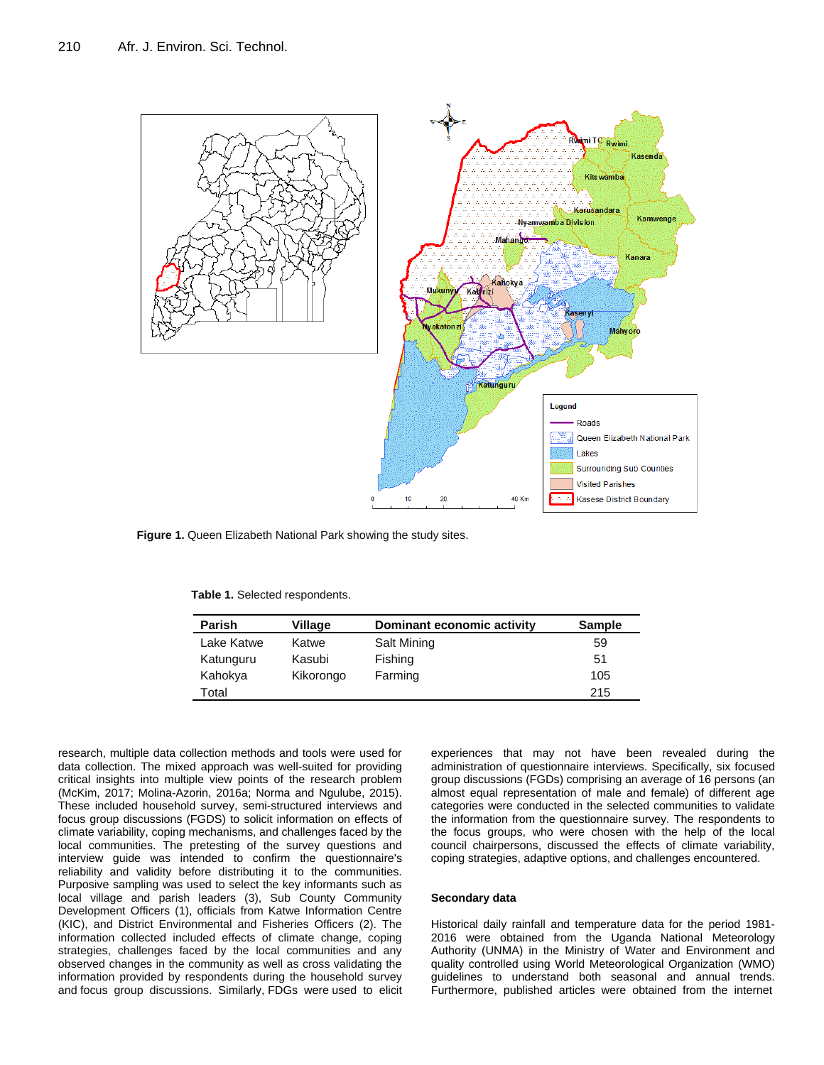Figure 1. Queen Elizabeth National Park showing the study sites.

**Table 1.** Selected respondents.

| Parish | Village | Dominant economic activity | Sample |
|---|---|---|---|
| Lake Katwe | Katwe | Salt Mining | 59 |
| Katunguru | Kasubi | Fishing | 51 |
| Kahokya | Kikorongo | Farming | 105 |
| Total | | | 215 |

research, multiple data collection methods and tools were used for data collection. The mixed approach was well-suited for providing critical insights into multiple view points of the research problem (McKim, 2017; Molina-Azorin, 2016a; Norma and Ngulube, 2015). These included household survey, semi-structured interviews and focus group discussions (FGDS) to solicit information on effects of climate variability, coping mechanisms, and challenges faced by the local communities. The pretesting of the survey questions and interview guide was intended to confirm the questionnaire's reliability and validity before distributing it to the communities. Purposive sampling was used to select the key informants such as local village and parish leaders (3), Sub County Community Development Officers (1), officials from Katwe Information Centre (KIC), and District Environmental and Fisheries Officers (2). The information collected included effects of climate change, coping strategies, challenges faced by the local communities and any observed changes in the community as well as cross validating the information provided by respondents during the household survey and focus group discussions. Similarly, FDGs were used to elicit experiences that may not have been revealed during the administration of questionnaire interviews. Specifically, six focused group discussions (FGDs) comprising an average of 16 persons (an almost equal representation of male and female) of different age categories were conducted in the selected communities to validate the information from the questionnaire survey. The respondents to the focus groups, who were chosen with the help of the local council chairpersons, discussed the effects of climate variability, coping strategies, adaptive options, and challenges encountered.

### Secondary data

Historical daily rainfall and temperature data for the period 1981-2016 were obtained from the Uganda National Meteorology Authority (UNMA) in the Ministry of Water and Environment and quality controlled using World Meteorological Organization (WMO) guidelines to understand both seasonal and annual trends. Furthermore, published articles were obtained from the internet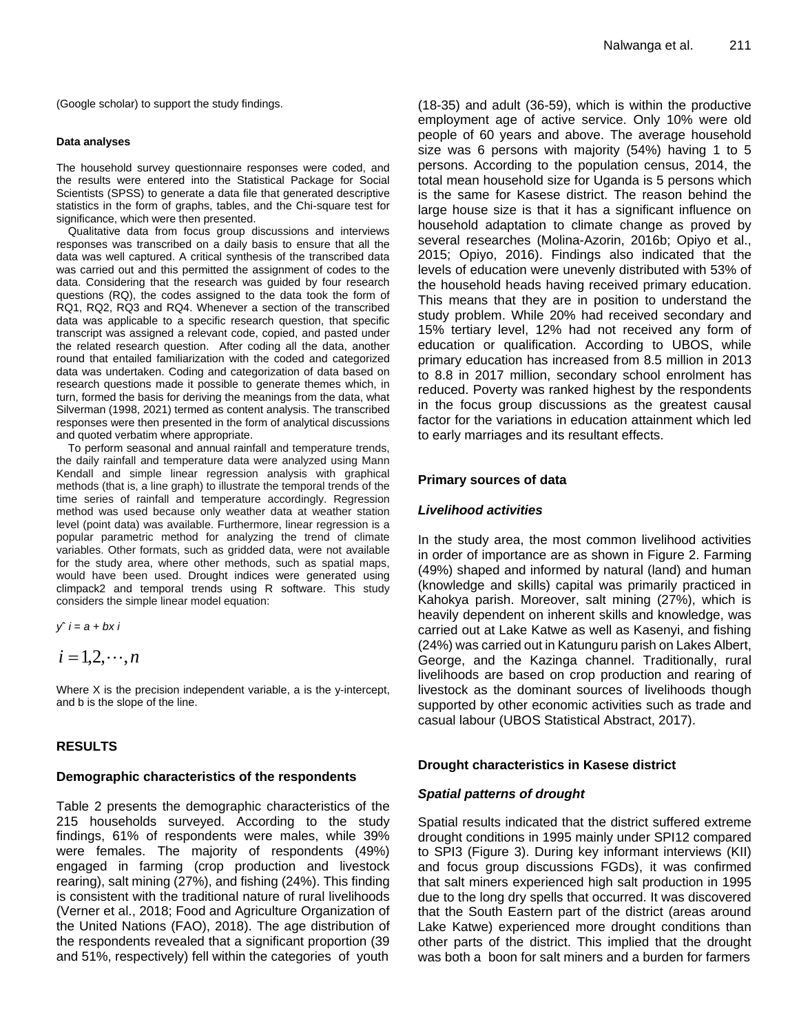(Google scholar) to support the study findings.

#### Data analyses

The household survey questionnaire responses were coded, and the results were entered into the Statistical Package for Social Scientists (SPSS) to generate a data file that generated descriptive statistics in the form of graphs, tables, and the Chi-square test for significance, which were then presented.

Qualitative data from focus group discussions and interviews responses was transcribed on a daily basis to ensure that all the data was well captured. A critical synthesis of the transcribed data was carried out and this permitted the assignment of codes to the data. Considering that the research was guided by four research questions (RQ), the codes assigned to the data took the form of RQ1, RQ2, RQ3 and RQ4. Whenever a section of the transcribed data was applicable to a specific research question, that specific transcript was assigned a relevant code, copied, and pasted under the related research question. After coding all the data, another round that entailed familiarization with the coded and categorized data was undertaken. Coding and categorization of data based on research questions made it possible to generate themes which, in turn, formed the basis for deriving the meanings from the data, what Silverman (1998, 2021) termed as content analysis. The transcribed responses were then presented in the form of analytical discussions and quoted verbatim where appropriate.

To perform seasonal and annual rainfall and temperature trends, the daily rainfall and temperature data were analyzed using Mann Kendall and simple linear regression analysis with graphical methods (that is, a line graph) to illustrate the temporal trends of the time series of rainfall and temperature accordingly. Regression method was used because only weather data at weather station level (point data) was available. Furthermore, linear regression is a popular parametric method for analyzing the trend of climate variables. Other formats, such as gridded data, were not available for the study area, where other methods, such as spatial maps, would have been used. Drought indices were generated using climpack2 and temporal trends using R software. This study considers the simple linear model equation:

$$\hat{y}_i = a + bx_i$$

$$i = 1, 2, \cdots, n$$

Where X is the precision independent variable, a is the y-intercept, and b is the slope of the line.

## RESULTS

### Demographic characteristics of the respondents

Table 2 presents the demographic characteristics of the 215 households surveyed. According to the study findings, 61% of respondents were males, while 39% were females. The majority of respondents (49%) engaged in farming (crop production and livestock rearing), salt mining (27%), and fishing (24%). This finding is consistent with the traditional nature of rural livelihoods (Verner et al., 2018; Food and Agriculture Organization of the United Nations (FAO), 2018). The age distribution of the respondents revealed that a significant proportion (39 and 51%, respectively) fell within the categories of youth (18-35) and adult (36-59), which is within the productive employment age of active service. Only 10% were old people of 60 years and above. The average household size was 6 persons with majority (54%) having 1 to 5 persons. According to the population census, 2014, the total mean household size for Uganda is 5 persons which is the same for Kasese district. The reason behind the large house size is that it has a significant influence on household adaptation to climate change as proved by several researches (Molina-Azorin, 2016b; Opiyo et al., 2015; Opiyo, 2016). Findings also indicated that the levels of education were unevenly distributed with 53% of the household heads having received primary education. This means that they are in position to understand the study problem. While 20% had received secondary and 15% tertiary level, 12% had not received any form of education or qualification. According to UBOS, while primary education has increased from 8.5 million in 2013 to 8.8 in 2017 million, secondary school enrolment has reduced. Poverty was ranked highest by the respondents in the focus group discussions as the greatest causal factor for the variations in education attainment which led to early marriages and its resultant effects.

### Primary sources of data

#### *Livelihood activities*

In the study area, the most common livelihood activities in order of importance are as shown in Figure 2. Farming (49%) shaped and informed by natural (land) and human (knowledge and skills) capital was primarily practiced in Kahokya parish. Moreover, salt mining (27%), which is heavily dependent on inherent skills and knowledge, was carried out at Lake Katwe as well as Kasenyi, and fishing (24%) was carried out in Katunguru parish on Lakes Albert, George, and the Kazinga channel. Traditionally, rural livelihoods are based on crop production and rearing of livestock as the dominant sources of livelihoods though supported by other economic activities such as trade and casual labour (UBOS Statistical Abstract, 2017).

### Drought characteristics in Kasese district

#### *Spatial patterns of drought*

Spatial results indicated that the district suffered extreme drought conditions in 1995 mainly under SPI12 compared to SPI3 (Figure 3). During key informant interviews (KII) and focus group discussions FGDs), it was confirmed that salt miners experienced high salt production in 1995 due to the long dry spells that occurred. It was discovered that the South Eastern part of the district (areas around Lake Katwe) experienced more drought conditions than other parts of the district. This implied that the drought was both a boon for salt miners and a burden for farmers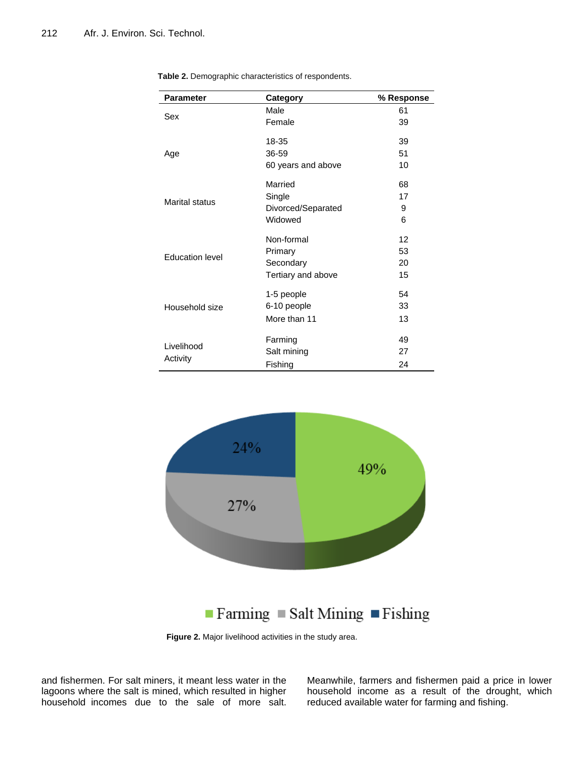**Table 2.** Demographic characteristics of respondents.

| Parameter | Category | % Response |
|---|---|---|
| Sex | Male | 61 |
| | Female | 39 |
| Age | 18-35 | 39 |
| | 36-59 | 51 |
| | 60 years and above | 10 |
| Marital status | Married | 68 |
| | Single | 17 |
| | Divorced/Separated | 9 |
| | Widowed | 6 |
| Education level | Non-formal | 12 |
| | Primary | 53 |
| | Secondary | 20 |
| | Tertiary and above | 15 |
| Household size | 1-5 people | 54 |
| | 6-10 people | 33 |
| | More than 11 | 13 |
| Livelihood Activity | Farming | 49 |
| | Salt mining | 27 |
| | Fishing | 24 |

**Figure 2.** Major livelihood activities in the study area.

and fishermen. For salt miners, it meant less water in the lagoons where the salt is mined, which resulted in higher household incomes due to the sale of more salt. Meanwhile, farmers and fishermen paid a price in lower household income as a result of the drought, which reduced available water for farming and fishing.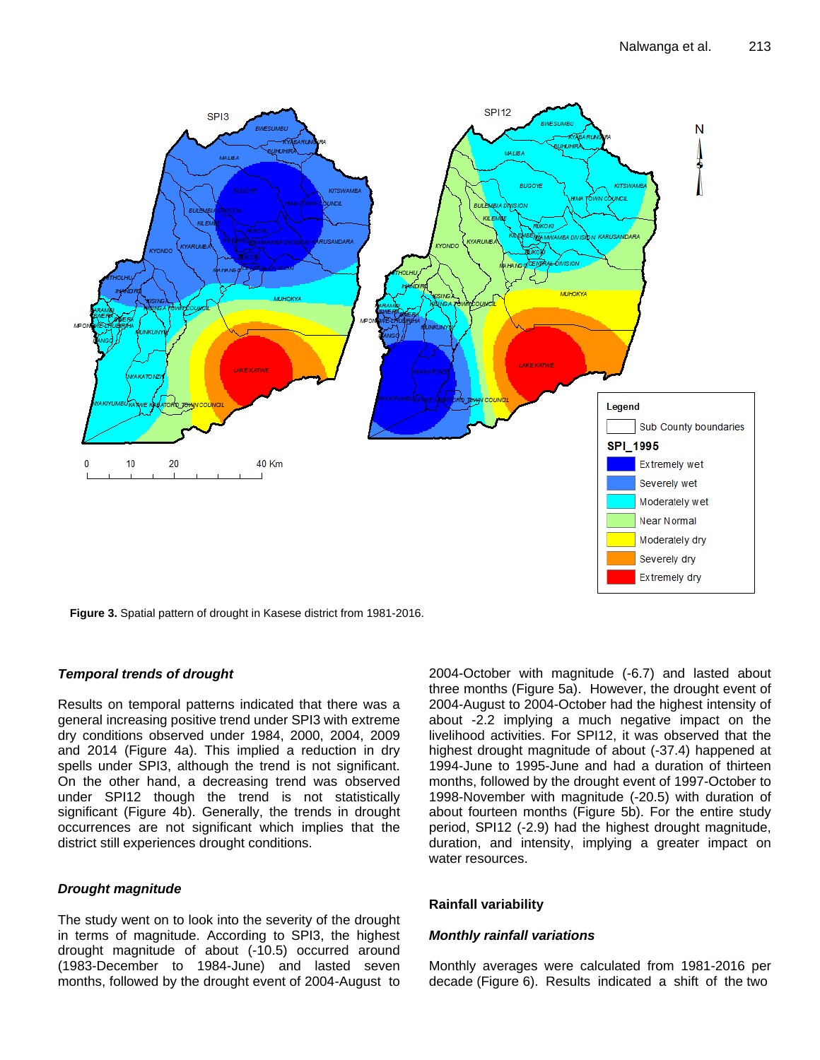Figure 3. Spatial pattern of drought in Kasese district from 1981-2016.

### *Temporal trends of drought*

Results on temporal patterns indicated that there was a general increasing positive trend under SPI3 with extreme dry conditions observed under 1984, 2000, 2004, 2009 and 2014 (Figure 4a). This implied a reduction in dry spells under SPI3, although the trend is not significant. On the other hand, a decreasing trend was observed under SPI12 though the trend is not statistically significant (Figure 4b). Generally, the trends in drought occurrences are not significant which implies that the district still experiences drought conditions.

### *Drought magnitude*

The study went on to look into the severity of the drought in terms of magnitude. According to SPI3, the highest drought magnitude of about (-10.5) occurred around (1983-December to 1984-June) and lasted seven months, followed by the drought event of 2004-August to 2004-October with magnitude (-6.7) and lasted about three months (Figure 5a). However, the drought event of 2004-August to 2004-October had the highest intensity of about -2.2 implying a much negative impact on the livelihood activities. For SPI12, it was observed that the highest drought magnitude of about (-37.4) happened at 1994-June to 1995-June and had a duration of thirteen months, followed by the drought event of 1997-October to 1998-November with magnitude (-20.5) with duration of about fourteen months (Figure 5b). For the entire study period, SPI12 (-2.9) had the highest drought magnitude, duration, and intensity, implying a greater impact on water resources.

## Rainfall variability

### *Monthly rainfall variations*

Monthly averages were calculated from 1981-2016 per decade (Figure 6). Results indicated a shift of the two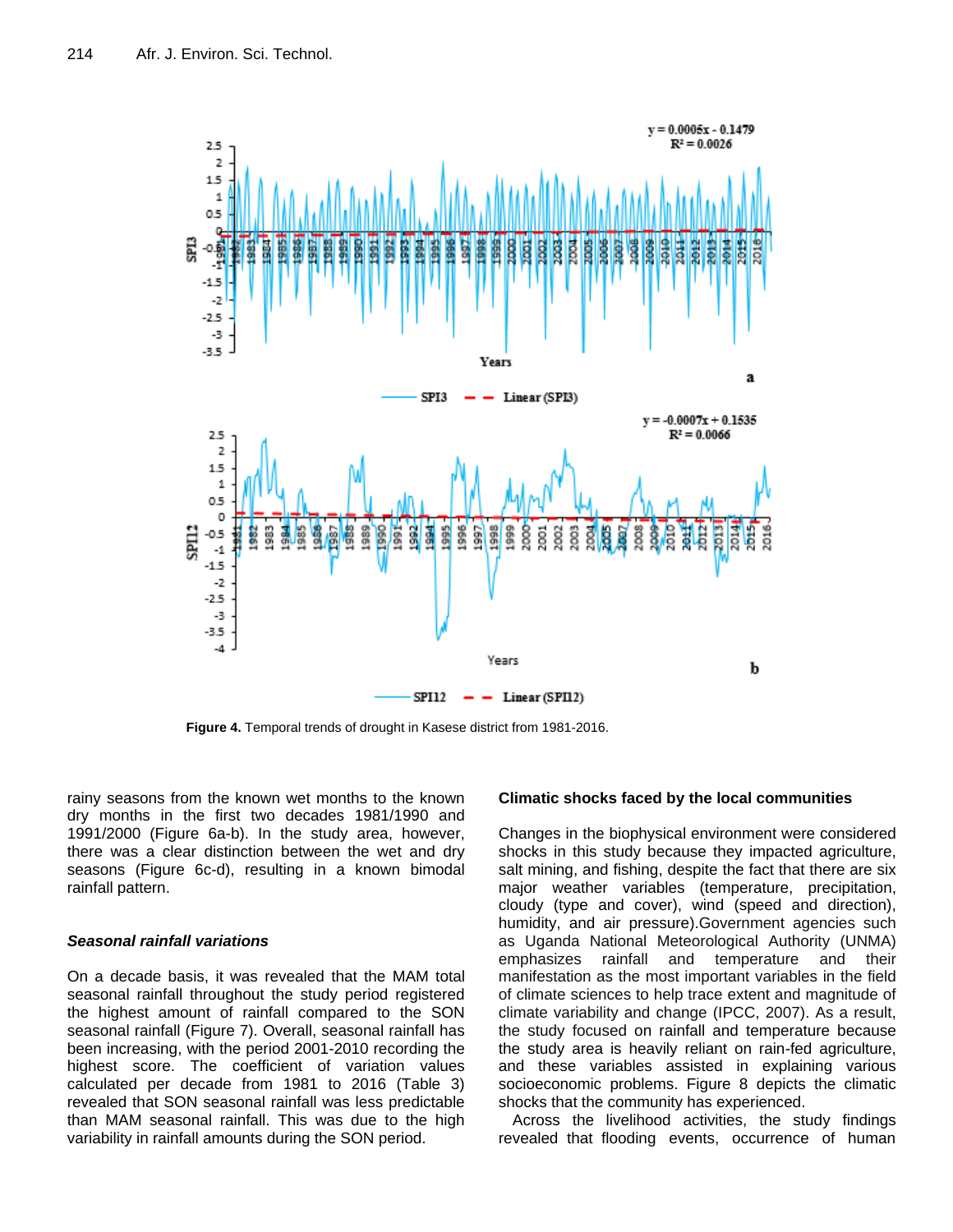Figure 4. Temporal trends of drought in Kasese district from 1981-2016.

rainy seasons from the known wet months to the known dry months in the first two decades 1981/1990 and 1991/2000 (Figure 6a-b). In the study area, however, there was a clear distinction between the wet and dry seasons (Figure 6c-d), resulting in a known bimodal rainfall pattern.

### *Seasonal rainfall variations*

On a decade basis, it was revealed that the MAM total seasonal rainfall throughout the study period registered the highest amount of rainfall compared to the SON seasonal rainfall (Figure 7). Overall, seasonal rainfall has been increasing, with the period 2001-2010 recording the highest score. The coefficient of variation values calculated per decade from 1981 to 2016 (Table 3) revealed that SON seasonal rainfall was less predictable than MAM seasonal rainfall. This was due to the high variability in rainfall amounts during the SON period.

### **Climatic shocks faced by the local communities**

Changes in the biophysical environment were considered shocks in this study because they impacted agriculture, salt mining, and fishing, despite the fact that there are six major weather variables (temperature, precipitation, cloudy (type and cover), wind (speed and direction), humidity, and air pressure).Government agencies such as Uganda National Meteorological Authority (UNMA) emphasizes rainfall and temperature and their manifestation as the most important variables in the field of climate sciences to help trace extent and magnitude of climate variability and change (IPCC, 2007). As a result, the study focused on rainfall and temperature because the study area is heavily reliant on rain-fed agriculture, and these variables assisted in explaining various socioeconomic problems. Figure 8 depicts the climatic shocks that the community has experienced.

Across the livelihood activities, the study findings revealed that flooding events, occurrence of human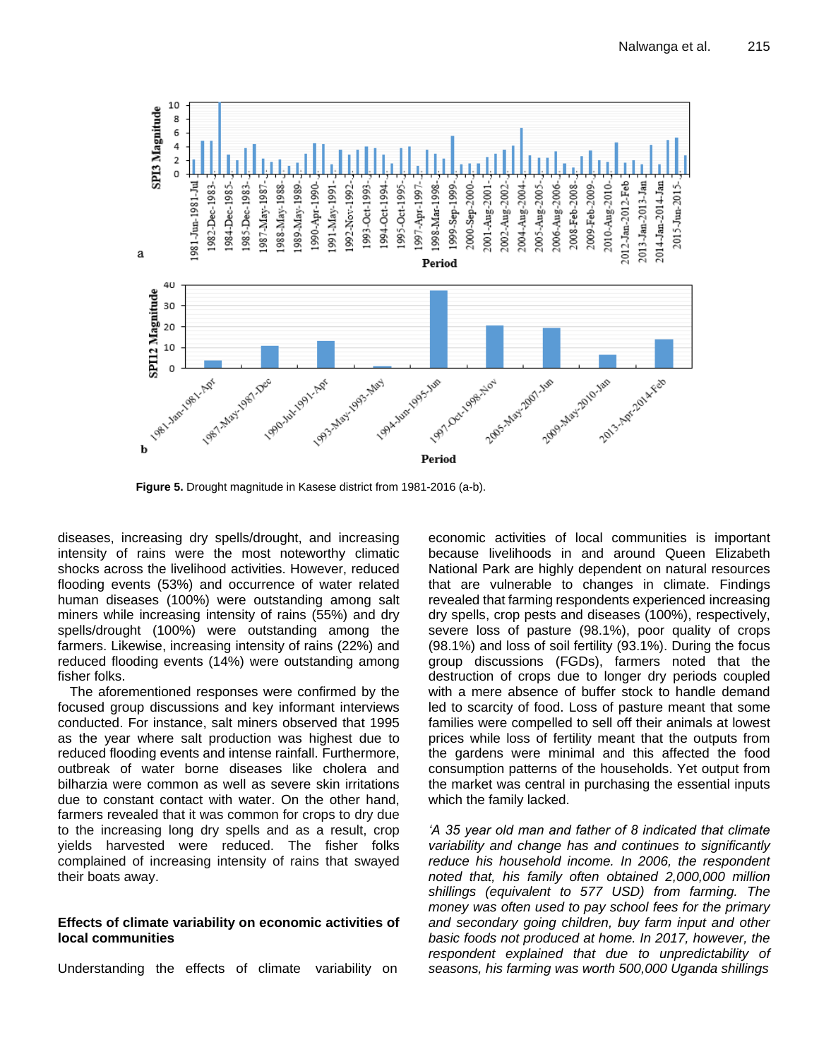Figure 5. Drought magnitude in Kasese district from 1981-2016 (a-b).

diseases, increasing dry spells/drought, and increasing intensity of rains were the most noteworthy climatic shocks across the livelihood activities. However, reduced flooding events (53%) and occurrence of water related human diseases (100%) were outstanding among salt miners while increasing intensity of rains (55%) and dry spells/drought (100%) were outstanding among the farmers. Likewise, increasing intensity of rains (22%) and reduced flooding events (14%) were outstanding among fisher folks.

The aforementioned responses were confirmed by the focused group discussions and key informant interviews conducted. For instance, salt miners observed that 1995 as the year where salt production was highest due to reduced flooding events and intense rainfall. Furthermore, outbreak of water borne diseases like cholera and bilharzia were common as well as severe skin irritations due to constant contact with water. On the other hand, farmers revealed that it was common for crops to dry due to the increasing long dry spells and as a result, crop yields harvested were reduced. The fisher folks complained of increasing intensity of rains that swayed their boats away.

### Effects of climate variability on economic activities of local communities

Understanding the effects of climate variability on economic activities of local communities is important because livelihoods in and around Queen Elizabeth National Park are highly dependent on natural resources that are vulnerable to changes in climate. Findings revealed that farming respondents experienced increasing dry spells, crop pests and diseases (100%), respectively, severe loss of pasture (98.1%), poor quality of crops (98.1%) and loss of soil fertility (93.1%). During the focus group discussions (FGDs), farmers noted that the destruction of crops due to longer dry periods coupled with a mere absence of buffer stock to handle demand led to scarcity of food. Loss of pasture meant that some families were compelled to sell off their animals at lowest prices while loss of fertility meant that the outputs from the gardens were minimal and this affected the food consumption patterns of the households. Yet output from the market was central in purchasing the essential inputs which the family lacked.

*'A 35 year old man and father of 8 indicated that climate variability and change has and continues to significantly reduce his household income. In 2006, the respondent noted that, his family often obtained 2,000,000 million shillings (equivalent to 577 USD) from farming. The money was often used to pay school fees for the primary and secondary going children, buy farm input and other basic foods not produced at home. In 2017, however, the respondent explained that due to unpredictability of seasons, his farming was worth 500,000 Uganda shillings*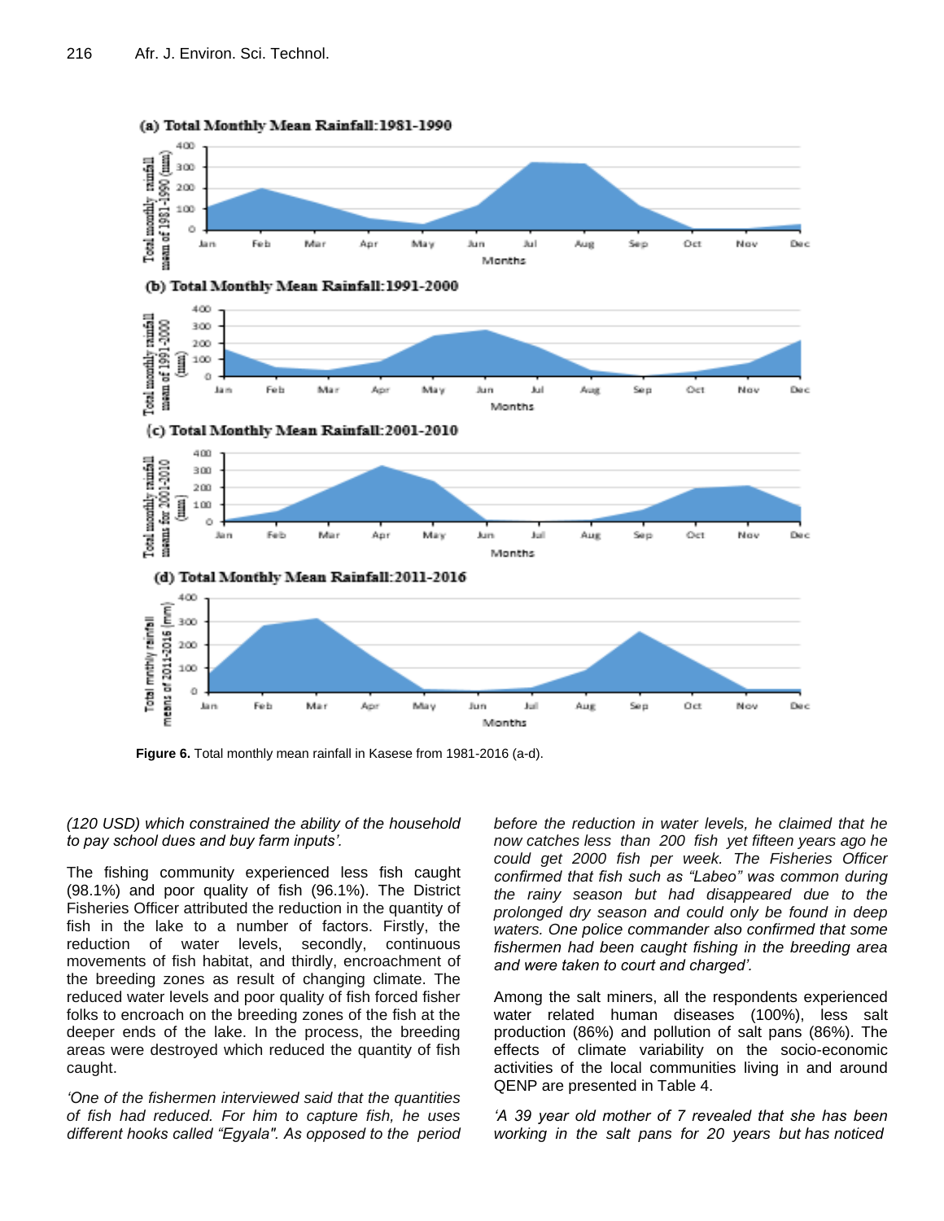Figure 6. Total monthly mean rainfall in Kasese from 1981-2016 (a-d).

*(120 USD) which constrained the ability of the household to pay school dues and buy farm inputs'.*

The fishing community experienced less fish caught (98.1%) and poor quality of fish (96.1%). The District Fisheries Officer attributed the reduction in the quantity of fish in the lake to a number of factors. Firstly, the reduction of water levels, secondly, continuous movements of fish habitat, and thirdly, encroachment of the breeding zones as result of changing climate. The reduced water levels and poor quality of fish forced fisher folks to encroach on the breeding zones of the fish at the deeper ends of the lake. In the process, the breeding areas were destroyed which reduced the quantity of fish caught.

*'One of the fishermen interviewed said that the quantities of fish had reduced. For him to capture fish, he uses different hooks called "Egyala". As opposed to the period before the reduction in water levels, he claimed that he now catches less than 200 fish yet fifteen years ago he could get 2000 fish per week. The Fisheries Officer confirmed that fish such as "Labeo" was common during the rainy season but had disappeared due to the prolonged dry season and could only be found in deep waters. One police commander also confirmed that some fishermen had been caught fishing in the breeding area and were taken to court and charged'.*

Among the salt miners, all the respondents experienced water related human diseases (100%), less salt production (86%) and pollution of salt pans (86%). The effects of climate variability on the socio-economic activities of the local communities living in and around QENP are presented in Table 4.

*'A 39 year old mother of 7 revealed that she has been working in the salt pans for 20 years but has noticed*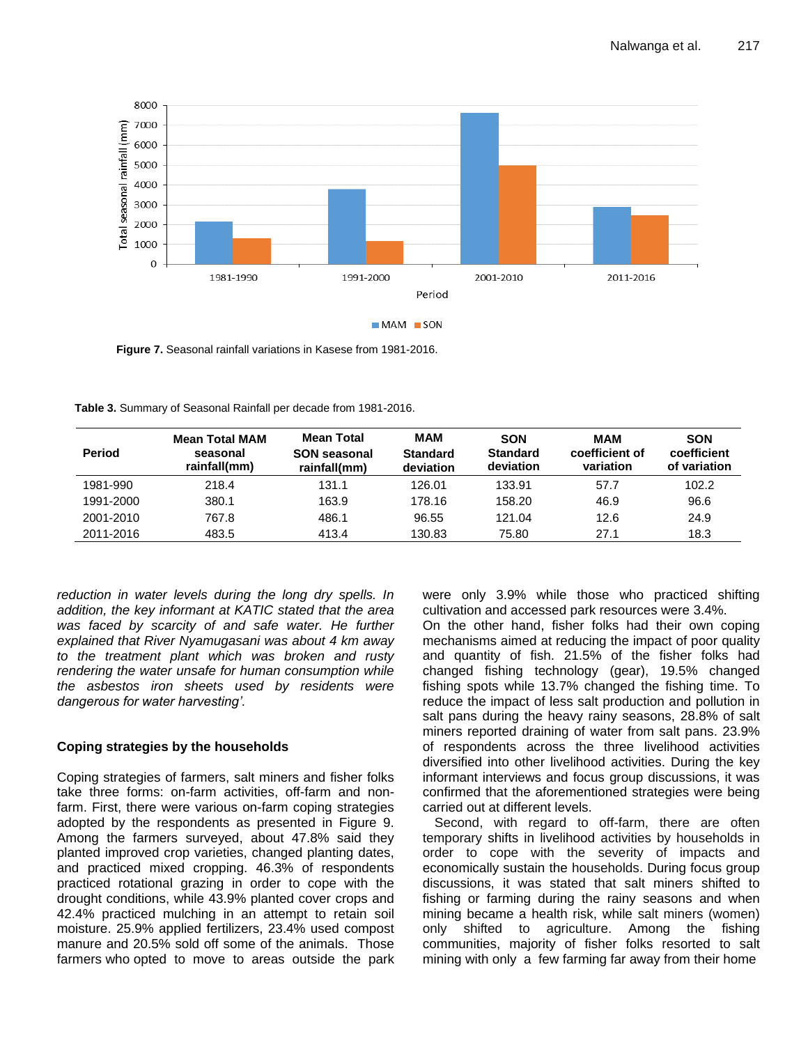Figure 7. Seasonal rainfall variations in Kasese from 1981-2016.

Table 3. Summary of Seasonal Rainfall per decade from 1981-2016.

| Period | Mean Total MAM seasonal rainfall(mm) | Mean Total SON seasonal rainfall(mm) | MAM Standard deviation | SON Standard deviation | MAM coefficient of variation | SON coefficient of variation |
|---|---|---|---|---|---|---|
| 1981-990 | 218.4 | 131.1 | 126.01 | 133.91 | 57.7 | 102.2 |
| 1991-2000 | 380.1 | 163.9 | 178.16 | 158.20 | 46.9 | 96.6 |
| 2001-2010 | 767.8 | 486.1 | 96.55 | 121.04 | 12.6 | 24.9 |
| 2011-2016 | 483.5 | 413.4 | 130.83 | 75.80 | 27.1 | 18.3 |

*reduction in water levels during the long dry spells. In addition, the key informant at KATIC stated that the area was faced by scarcity of and safe water. He further explained that River Nyamugasani was about 4 km away to the treatment plant which was broken and rusty rendering the water unsafe for human consumption while the asbestos iron sheets used by residents were dangerous for water harvesting'.*

## Coping strategies by the households

Coping strategies of farmers, salt miners and fisher folks take three forms: on-farm activities, off-farm and non-farm. First, there were various on-farm coping strategies adopted by the respondents as presented in Figure 9. Among the farmers surveyed, about 47.8% said they planted improved crop varieties, changed planting dates, and practiced mixed cropping. 46.3% of respondents practiced rotational grazing in order to cope with the drought conditions, while 43.9% planted cover crops and 42.4% practiced mulching in an attempt to retain soil moisture. 25.9% applied fertilizers, 23.4% used compost manure and 20.5% sold off some of the animals. Those farmers who opted to move to areas outside the park were only 3.9% while those who practiced shifting cultivation and accessed park resources were 3.4%.

On the other hand, fisher folks had their own coping mechanisms aimed at reducing the impact of poor quality and quantity of fish. 21.5% of the fisher folks had changed fishing technology (gear), 19.5% changed fishing spots while 13.7% changed the fishing time. To reduce the impact of less salt production and pollution in salt pans during the heavy rainy seasons, 28.8% of salt miners reported draining of water from salt pans. 23.9% of respondents across the three livelihood activities diversified into other livelihood activities. During the key informant interviews and focus group discussions, it was confirmed that the aforementioned strategies were being carried out at different levels.

Second, with regard to off-farm, there are often temporary shifts in livelihood activities by households in order to cope with the severity of impacts and economically sustain the households. During focus group discussions, it was stated that salt miners shifted to fishing or farming during the rainy seasons and when mining became a health risk, while salt miners (women) only shifted to agriculture. Among the fishing communities, majority of fisher folks resorted to salt mining with only a few farming far away from their home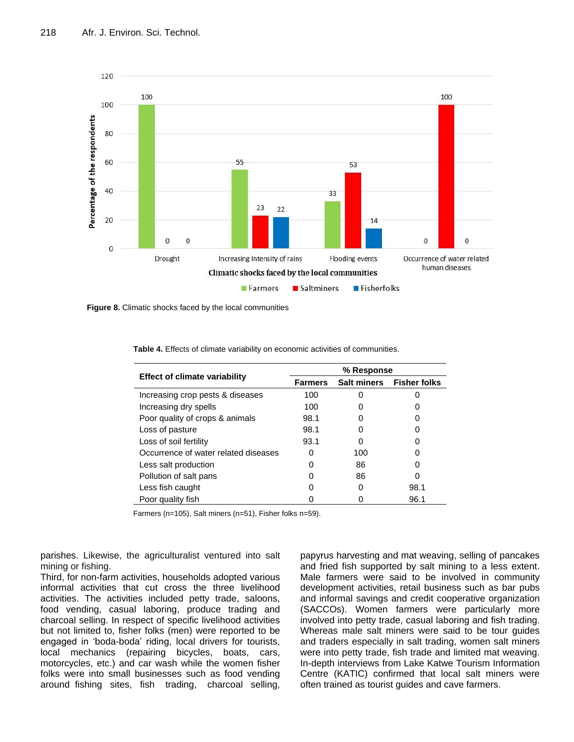**Figure 8.** Climatic shocks faced by the local communities

**Table 4.** Effects of climate variability on economic activities of communities.

| Effect of climate variability | % Response | | |
|---|---|---|---|
| | Farmers | Salt miners | Fisher folks |
| Increasing crop pests & diseases | 100 | 0 | 0 |
| Increasing dry spells | 100 | 0 | 0 |
| Poor quality of crops & animals | 98.1 | 0 | 0 |
| Loss of pasture | 98.1 | 0 | 0 |
| Loss of soil fertility | 93.1 | 0 | 0 |
| Occurrence of water related diseases | 0 | 100 | 0 |
| Less salt production | 0 | 86 | 0 |
| Pollution of salt pans | 0 | 86 | 0 |
| Less fish caught | 0 | 0 | 98.1 |
| Poor quality fish | 0 | 0 | 96.1 |

Farmers (n=105), Salt miners (n=51), Fisher folks n=59).

parishes. Likewise, the agriculturalist ventured into salt mining or fishing.

Third, for non-farm activities, households adopted various informal activities that cut cross the three livelihood activities. The activities included petty trade, saloons, food vending, casual laboring, produce trading and charcoal selling. In respect of specific livelihood activities but not limited to, fisher folks (men) were reported to be engaged in 'boda-boda' riding, local drivers for tourists, local mechanics (repairing bicycles, boats, cars, motorcycles, etc.) and car wash while the women fisher folks were into small businesses such as food vending around fishing sites, fish trading, charcoal selling, papyrus harvesting and mat weaving, selling of pancakes and fried fish supported by salt mining to a less extent. Male farmers were said to be involved in community development activities, retail business such as bar pubs and informal savings and credit cooperative organization (SACCOs). Women farmers were particularly more involved into petty trade, casual laboring and fish trading. Whereas male salt miners were said to be tour guides and traders especially in salt trading, women salt miners were into petty trade, fish trade and limited mat weaving. In-depth interviews from Lake Katwe Tourism Information Centre (KATIC) confirmed that local salt miners were often trained as tourist guides and cave farmers.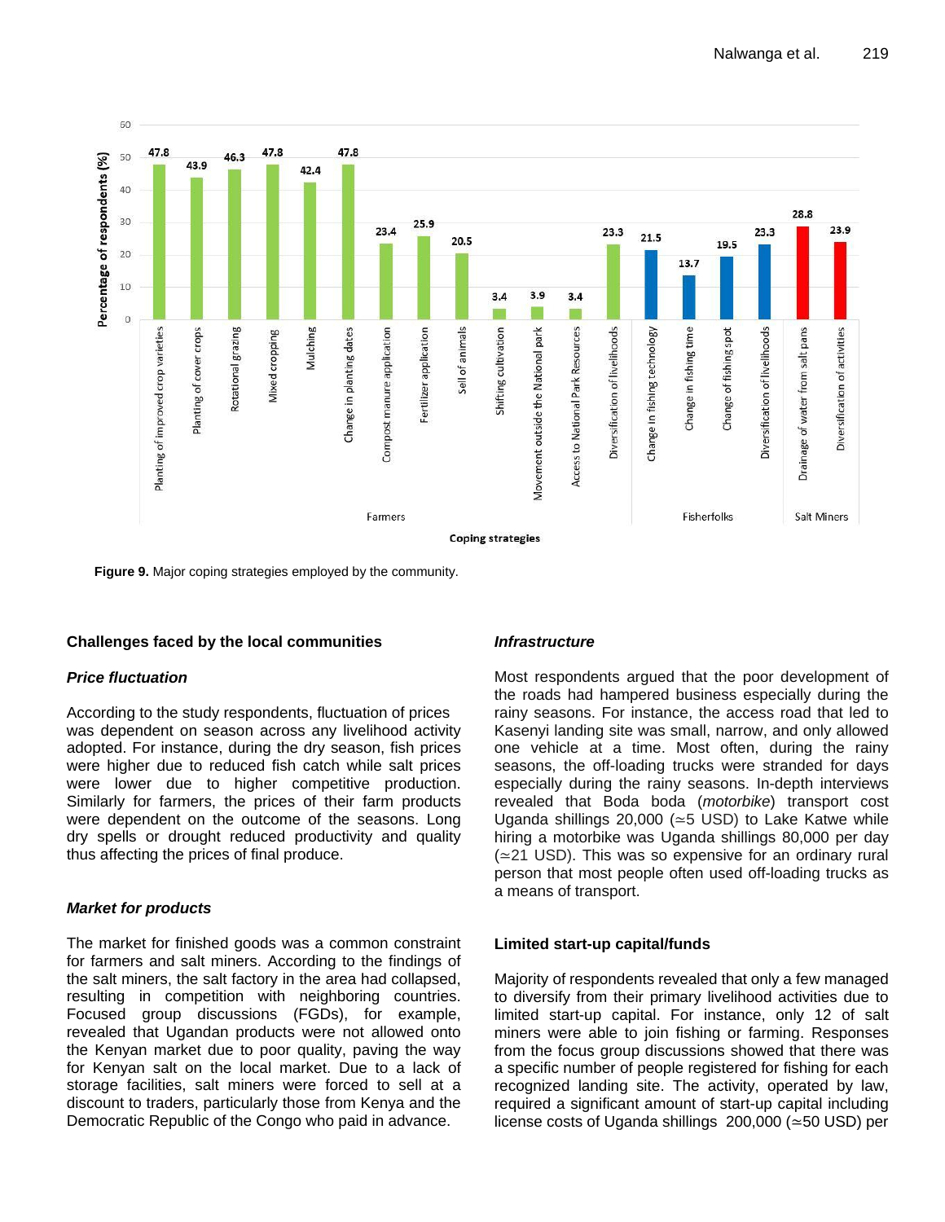**Figure 9.** Major coping strategies employed by the community.

### Challenges faced by the local communities

#### *Price fluctuation*

According to the study respondents, fluctuation of prices was dependent on season across any livelihood activity adopted. For instance, during the dry season, fish prices were higher due to reduced fish catch while salt prices were lower due to higher competitive production. Similarly for farmers, the prices of their farm products were dependent on the outcome of the seasons. Long dry spells or drought reduced productivity and quality thus affecting the prices of final produce.

#### *Market for products*

The market for finished goods was a common constraint for farmers and salt miners. According to the findings of the salt miners, the salt factory in the area had collapsed, resulting in competition with neighboring countries. Focused group discussions (FGDs), for example, revealed that Ugandan products were not allowed onto the Kenyan market due to poor quality, paving the way for Kenyan salt on the local market. Due to a lack of storage facilities, salt miners were forced to sell at a discount to traders, particularly those from Kenya and the Democratic Republic of the Congo who paid in advance.

#### *Infrastructure*

Most respondents argued that the poor development of the roads had hampered business especially during the rainy seasons. For instance, the access road that led to Kasenyi landing site was small, narrow, and only allowed one vehicle at a time. Most often, during the rainy seasons, the off-loading trucks were stranded for days especially during the rainy seasons. In-depth interviews revealed that Boda boda (*motorbike*) transport cost Uganda shillings 20,000 (≃5 USD) to Lake Katwe while hiring a motorbike was Uganda shillings 80,000 per day (≃21 USD). This was so expensive for an ordinary rural person that most people often used off-loading trucks as a means of transport.

### Limited start-up capital/funds

Majority of respondents revealed that only a few managed to diversify from their primary livelihood activities due to limited start-up capital. For instance, only 12 of salt miners were able to join fishing or farming. Responses from the focus group discussions showed that there was a specific number of people registered for fishing for each recognized landing site. The activity, operated by law, required a significant amount of start-up capital including license costs of Uganda shillings 200,000 (≃50 USD) per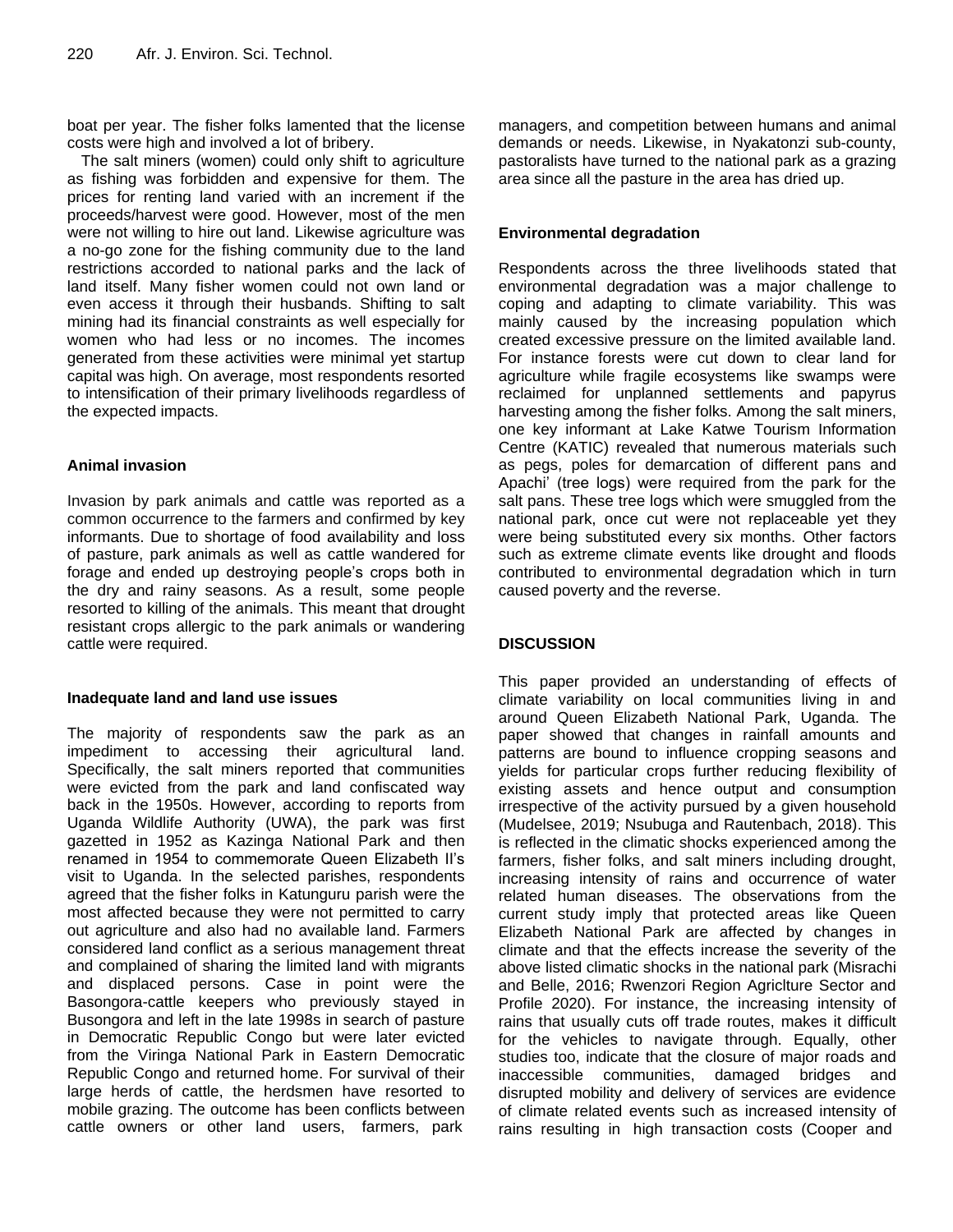boat per year. The fisher folks lamented that the license costs were high and involved a lot of bribery.

The salt miners (women) could only shift to agriculture as fishing was forbidden and expensive for them. The prices for renting land varied with an increment if the proceeds/harvest were good. However, most of the men were not willing to hire out land. Likewise agriculture was a no-go zone for the fishing community due to the land restrictions accorded to national parks and the lack of land itself. Many fisher women could not own land or even access it through their husbands. Shifting to salt mining had its financial constraints as well especially for women who had less or no incomes. The incomes generated from these activities were minimal yet startup capital was high. On average, most respondents resorted to intensification of their primary livelihoods regardless of the expected impacts.

### Animal invasion

Invasion by park animals and cattle was reported as a common occurrence to the farmers and confirmed by key informants. Due to shortage of food availability and loss of pasture, park animals as well as cattle wandered for forage and ended up destroying people's crops both in the dry and rainy seasons. As a result, some people resorted to killing of the animals. This meant that drought resistant crops allergic to the park animals or wandering cattle were required.

### Inadequate land and land use issues

The majority of respondents saw the park as an impediment to accessing their agricultural land. Specifically, the salt miners reported that communities were evicted from the park and land confiscated way back in the 1950s. However, according to reports from Uganda Wildlife Authority (UWA), the park was first gazetted in 1952 as Kazinga National Park and then renamed in 1954 to commemorate Queen Elizabeth II's visit to Uganda. In the selected parishes, respondents agreed that the fisher folks in Katunguru parish were the most affected because they were not permitted to carry out agriculture and also had no available land. Farmers considered land conflict as a serious management threat and complained of sharing the limited land with migrants and displaced persons. Case in point were the Basongora-cattle keepers who previously stayed in Busongora and left in the late 1998s in search of pasture in Democratic Republic Congo but were later evicted from the Viringa National Park in Eastern Democratic Republic Congo and returned home. For survival of their large herds of cattle, the herdsmen have resorted to mobile grazing. The outcome has been conflicts between cattle owners or other land users, farmers, park managers, and competition between humans and animal demands or needs. Likewise, in Nyakatonzi sub-county, pastoralists have turned to the national park as a grazing area since all the pasture in the area has dried up.

### Environmental degradation

Respondents across the three livelihoods stated that environmental degradation was a major challenge to coping and adapting to climate variability. This was mainly caused by the increasing population which created excessive pressure on the limited available land. For instance forests were cut down to clear land for agriculture while fragile ecosystems like swamps were reclaimed for unplanned settlements and papyrus harvesting among the fisher folks. Among the salt miners, one key informant at Lake Katwe Tourism Information Centre (KATIC) revealed that numerous materials such as pegs, poles for demarcation of different pans and Apachi' (tree logs) were required from the park for the salt pans. These tree logs which were smuggled from the national park, once cut were not replaceable yet they were being substituted every six months. Other factors such as extreme climate events like drought and floods contributed to environmental degradation which in turn caused poverty and the reverse.

## DISCUSSION

This paper provided an understanding of effects of climate variability on local communities living in and around Queen Elizabeth National Park, Uganda. The paper showed that changes in rainfall amounts and patterns are bound to influence cropping seasons and yields for particular crops further reducing flexibility of existing assets and hence output and consumption irrespective of the activity pursued by a given household (Mudelsee, 2019; Nsubuga and Rautenbach, 2018). This is reflected in the climatic shocks experienced among the farmers, fisher folks, and salt miners including drought, increasing intensity of rains and occurrence of water related human diseases. The observations from the current study imply that protected areas like Queen Elizabeth National Park are affected by changes in climate and that the effects increase the severity of the above listed climatic shocks in the national park (Misrachi and Belle, 2016; Rwenzori Region Agriclture Sector and Profile 2020). For instance, the increasing intensity of rains that usually cuts off trade routes, makes it difficult for the vehicles to navigate through. Equally, other studies too, indicate that the closure of major roads and inaccessible communities, damaged bridges and disrupted mobility and delivery of services are evidence of climate related events such as increased intensity of rains resulting in high transaction costs (Cooper and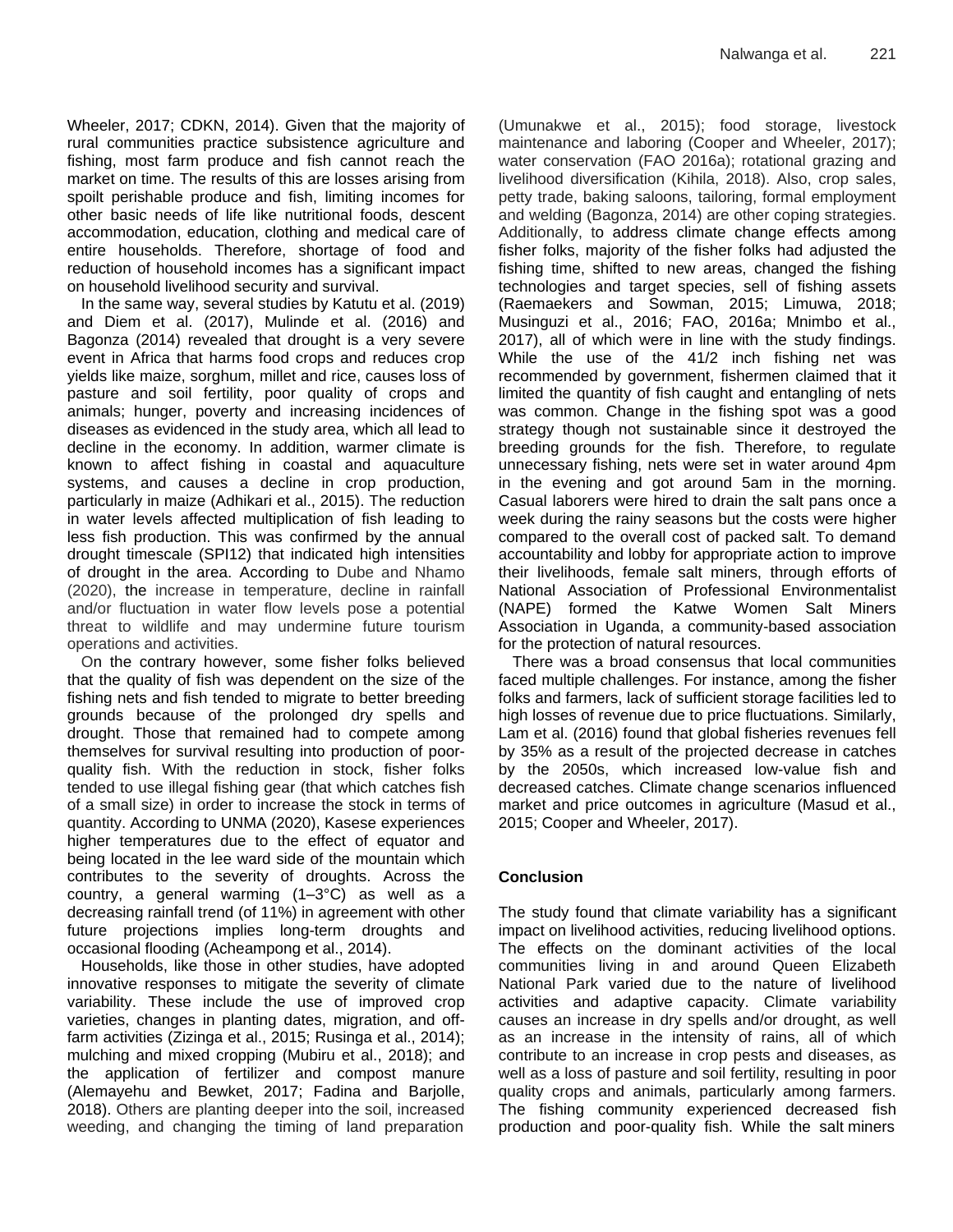Wheeler, 2017; CDKN, 2014). Given that the majority of rural communities practice subsistence agriculture and fishing, most farm produce and fish cannot reach the market on time. The results of this are losses arising from spoilt perishable produce and fish, limiting incomes for other basic needs of life like nutritional foods, descent accommodation, education, clothing and medical care of entire households. Therefore, shortage of food and reduction of household incomes has a significant impact on household livelihood security and survival.

In the same way, several studies by Katutu et al. (2019) and Diem et al. (2017), Mulinde et al. (2016) and Bagonza (2014) revealed that drought is a very severe event in Africa that harms food crops and reduces crop yields like maize, sorghum, millet and rice, causes loss of pasture and soil fertility, poor quality of crops and animals; hunger, poverty and increasing incidences of diseases as evidenced in the study area, which all lead to decline in the economy. In addition, warmer climate is known to affect fishing in coastal and aquaculture systems, and causes a decline in crop production, particularly in maize (Adhikari et al., 2015). The reduction in water levels affected multiplication of fish leading to less fish production. This was confirmed by the annual drought timescale (SPI12) that indicated high intensities of drought in the area. According to Dube and Nhamo (2020), the increase in temperature, decline in rainfall and/or fluctuation in water flow levels pose a potential threat to wildlife and may undermine future tourism operations and activities.

On the contrary however, some fisher folks believed that the quality of fish was dependent on the size of the fishing nets and fish tended to migrate to better breeding grounds because of the prolonged dry spells and drought. Those that remained had to compete among themselves for survival resulting into production of poor-quality fish. With the reduction in stock, fisher folks tended to use illegal fishing gear (that which catches fish of a small size) in order to increase the stock in terms of quantity. According to UNMA (2020), Kasese experiences higher temperatures due to the effect of equator and being located in the lee ward side of the mountain which contributes to the severity of droughts. Across the country, a general warming (1–3°C) as well as a decreasing rainfall trend (of 11%) in agreement with other future projections implies long-term droughts and occasional flooding (Acheampong et al., 2014).

Households, like those in other studies, have adopted innovative responses to mitigate the severity of climate variability. These include the use of improved crop varieties, changes in planting dates, migration, and off-farm activities (Zizinga et al., 2015; Rusinga et al., 2014); mulching and mixed cropping (Mubiru et al., 2018); and the application of fertilizer and compost manure (Alemayehu and Bewket, 2017; Fadina and Barjolle, 2018). Others are planting deeper into the soil, increased weeding, and changing the timing of land preparation (Umunakwe et al., 2015); food storage, livestock maintenance and laboring (Cooper and Wheeler, 2017); water conservation (FAO 2016a); rotational grazing and livelihood diversification (Kihila, 2018). Also, crop sales, petty trade, baking saloons, tailoring, formal employment and welding (Bagonza, 2014) are other coping strategies. Additionally, to address climate change effects among fisher folks, majority of the fisher folks had adjusted the fishing time, shifted to new areas, changed the fishing technologies and target species, sell of fishing assets (Raemaekers and Sowman, 2015; Limuwa, 2018; Musinguzi et al., 2016; FAO, 2016a; Mnimbo et al., 2017), all of which were in line with the study findings. While the use of the 41/2 inch fishing net was recommended by government, fishermen claimed that it limited the quantity of fish caught and entangling of nets was common. Change in the fishing spot was a good strategy though not sustainable since it destroyed the breeding grounds for the fish. Therefore, to regulate unnecessary fishing, nets were set in water around 4pm in the evening and got around 5am in the morning. Casual laborers were hired to drain the salt pans once a week during the rainy seasons but the costs were higher compared to the overall cost of packed salt. To demand accountability and lobby for appropriate action to improve their livelihoods, female salt miners, through efforts of National Association of Professional Environmentalist (NAPE) formed the Katwe Women Salt Miners Association in Uganda, a community-based association for the protection of natural resources.

There was a broad consensus that local communities faced multiple challenges. For instance, among the fisher folks and farmers, lack of sufficient storage facilities led to high losses of revenue due to price fluctuations. Similarly, Lam et al. (2016) found that global fisheries revenues fell by 35% as a result of the projected decrease in catches by the 2050s, which increased low-value fish and decreased catches. Climate change scenarios influenced market and price outcomes in agriculture (Masud et al., 2015; Cooper and Wheeler, 2017).

## Conclusion

The study found that climate variability has a significant impact on livelihood activities, reducing livelihood options. The effects on the dominant activities of the local communities living in and around Queen Elizabeth National Park varied due to the nature of livelihood activities and adaptive capacity. Climate variability causes an increase in dry spells and/or drought, as well as an increase in the intensity of rains, all of which contribute to an increase in crop pests and diseases, as well as a loss of pasture and soil fertility, resulting in poor quality crops and animals, particularly among farmers. The fishing community experienced decreased fish production and poor-quality fish. While the salt miners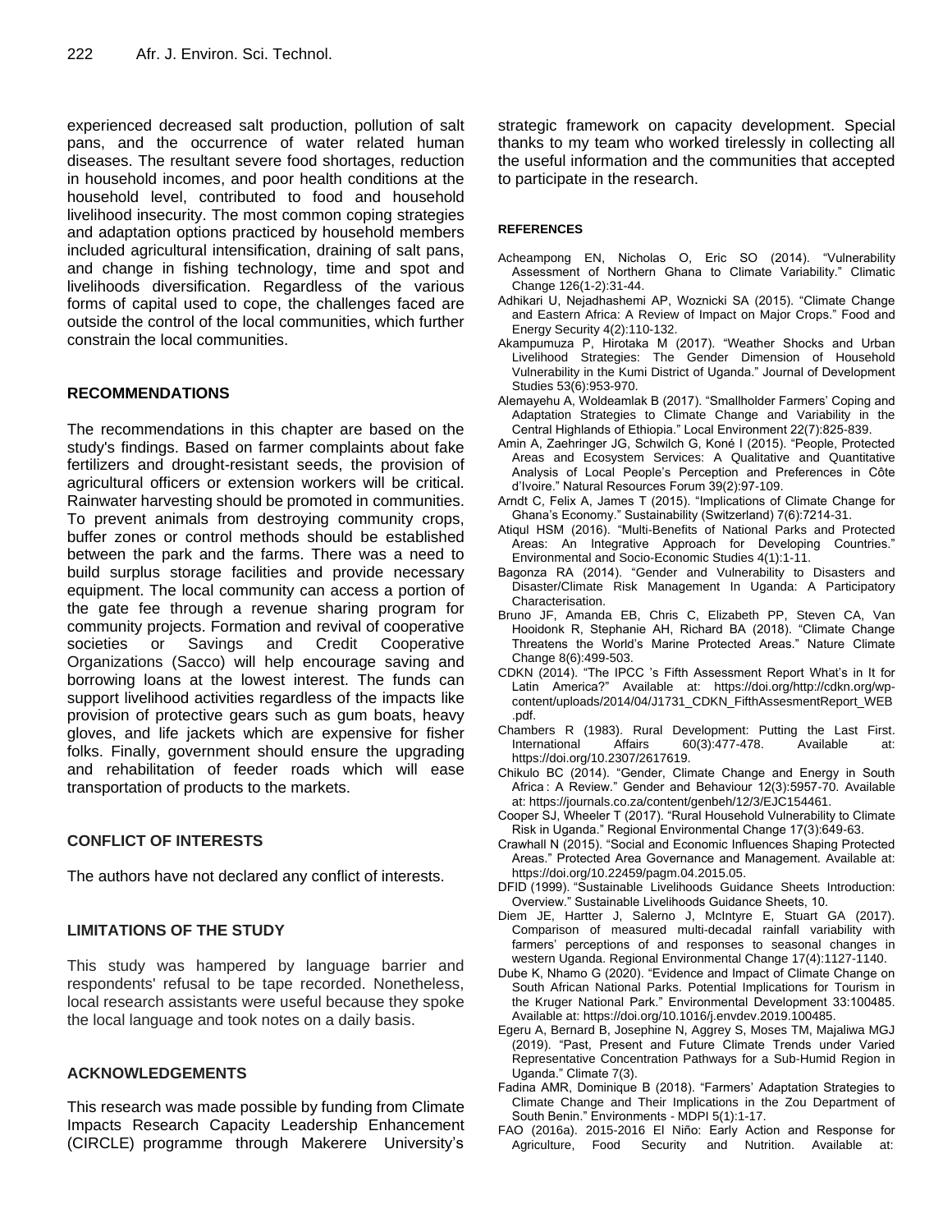experienced decreased salt production, pollution of salt pans, and the occurrence of water related human diseases. The resultant severe food shortages, reduction in household incomes, and poor health conditions at the household level, contributed to food and household livelihood insecurity. The most common coping strategies and adaptation options practiced by household members included agricultural intensification, draining of salt pans, and change in fishing technology, time and spot and livelihoods diversification. Regardless of the various forms of capital used to cope, the challenges faced are outside the control of the local communities, which further constrain the local communities.

## RECOMMENDATIONS

The recommendations in this chapter are based on the study's findings. Based on farmer complaints about fake fertilizers and drought-resistant seeds, the provision of agricultural officers or extension workers will be critical. Rainwater harvesting should be promoted in communities. To prevent animals from destroying community crops, buffer zones or control methods should be established between the park and the farms. There was a need to build surplus storage facilities and provide necessary equipment. The local community can access a portion of the gate fee through a revenue sharing program for community projects. Formation and revival of cooperative societies or Savings and Credit Cooperative Organizations (Sacco) will help encourage saving and borrowing loans at the lowest interest. The funds can support livelihood activities regardless of the impacts like provision of protective gears such as gum boats, heavy gloves, and life jackets which are expensive for fisher folks. Finally, government should ensure the upgrading and rehabilitation of feeder roads which will ease transportation of products to the markets.

## CONFLICT OF INTERESTS

The authors have not declared any conflict of interests.

## LIMITATIONS OF THE STUDY

This study was hampered by language barrier and respondents' refusal to be tape recorded. Nonetheless, local research assistants were useful because they spoke the local language and took notes on a daily basis.

## ACKNOWLEDGEMENTS

This research was made possible by funding from Climate Impacts Research Capacity Leadership Enhancement (CIRCLE) programme through Makerere University's strategic framework on capacity development. Special thanks to my team who worked tirelessly in collecting all the useful information and the communities that accepted to participate in the research.

## REFERENCES

Acheampong EN, Nicholas O, Eric SO (2014). "Vulnerability Assessment of Northern Ghana to Climate Variability." Climatic Change 126(1-2):31-44.

Adhikari U, Nejadhashemi AP, Woznicki SA (2015). "Climate Change and Eastern Africa: A Review of Impact on Major Crops." Food and Energy Security 4(2):110-132.

Akampumuza P, Hirotaka M (2017). "Weather Shocks and Urban Livelihood Strategies: The Gender Dimension of Household Vulnerability in the Kumi District of Uganda." Journal of Development Studies 53(6):953-970.

Alemayehu A, Woldeamlak B (2017). "Smallholder Farmers' Coping and Adaptation Strategies to Climate Change and Variability in the Central Highlands of Ethiopia." Local Environment 22(7):825-839.

Amin A, Zaehringer JG, Schwilch G, Koné I (2015). "People, Protected Areas and Ecosystem Services: A Qualitative and Quantitative Analysis of Local People's Perception and Preferences in Côte d'Ivoire." Natural Resources Forum 39(2):97-109.

Arndt C, Felix A, James T (2015). "Implications of Climate Change for Ghana's Economy." Sustainability (Switzerland) 7(6):7214-31.

Atiqul HSM (2016). "Multi-Benefits of National Parks and Protected Areas: An Integrative Approach for Developing Countries." Environmental and Socio-Economic Studies 4(1):1-11.

Bagonza RA (2014). "Gender and Vulnerability to Disasters and Disaster/Climate Risk Management In Uganda: A Participatory Characterisation.

Bruno JF, Amanda EB, Chris C, Elizabeth PP, Steven CA, Van Hooidonk R, Stephanie AH, Richard BA (2018). "Climate Change Threatens the World's Marine Protected Areas." Nature Climate Change 8(6):499-503.

CDKN (2014). "The IPCC 's Fifth Assessment Report What's in It for Latin America?" Available at: https://doi.org/http://cdkn.org/wp-content/uploads/2014/04/J1731_CDKN_FifthAssesmentReport_WEB.pdf.

Chambers R (1983). Rural Development: Putting the Last First. International Affairs 60(3):477-478. Available at: https://doi.org/10.2307/2617619.

Chikulo BC (2014). "Gender, Climate Change and Energy in South Africa : A Review." Gender and Behaviour 12(3):5957-70. Available at: https://journals.co.za/content/genbeh/12/3/EJC154461.

Cooper SJ, Wheeler T (2017). "Rural Household Vulnerability to Climate Risk in Uganda." Regional Environmental Change 17(3):649-63.

Crawhall N (2015). "Social and Economic Influences Shaping Protected Areas." Protected Area Governance and Management. Available at: https://doi.org/10.22459/pagm.04.2015.05.

DFID (1999). "Sustainable Livelihoods Guidance Sheets Introduction: Overview." Sustainable Livelihoods Guidance Sheets, 10.

Diem JE, Hartter J, Salerno J, McIntyre E, Stuart GA (2017). Comparison of measured multi-decadal rainfall variability with farmers' perceptions of and responses to seasonal changes in western Uganda. Regional Environmental Change 17(4):1127-1140.

Dube K, Nhamo G (2020). "Evidence and Impact of Climate Change on South African National Parks. Potential Implications for Tourism in the Kruger National Park." Environmental Development 33:100485. Available at: https://doi.org/10.1016/j.envdev.2019.100485.

Egeru A, Bernard B, Josephine N, Aggrey S, Moses TM, Majaliwa MGJ (2019). "Past, Present and Future Climate Trends under Varied Representative Concentration Pathways for a Sub-Humid Region in Uganda." Climate 7(3).

Fadina AMR, Dominique B (2018). "Farmers' Adaptation Strategies to Climate Change and Their Implications in the Zou Department of South Benin." Environments - MDPI 5(1):1-17.

FAO (2016a). 2015-2016 El Niño: Early Action and Response for Agriculture, Food Security and Nutrition. Available at: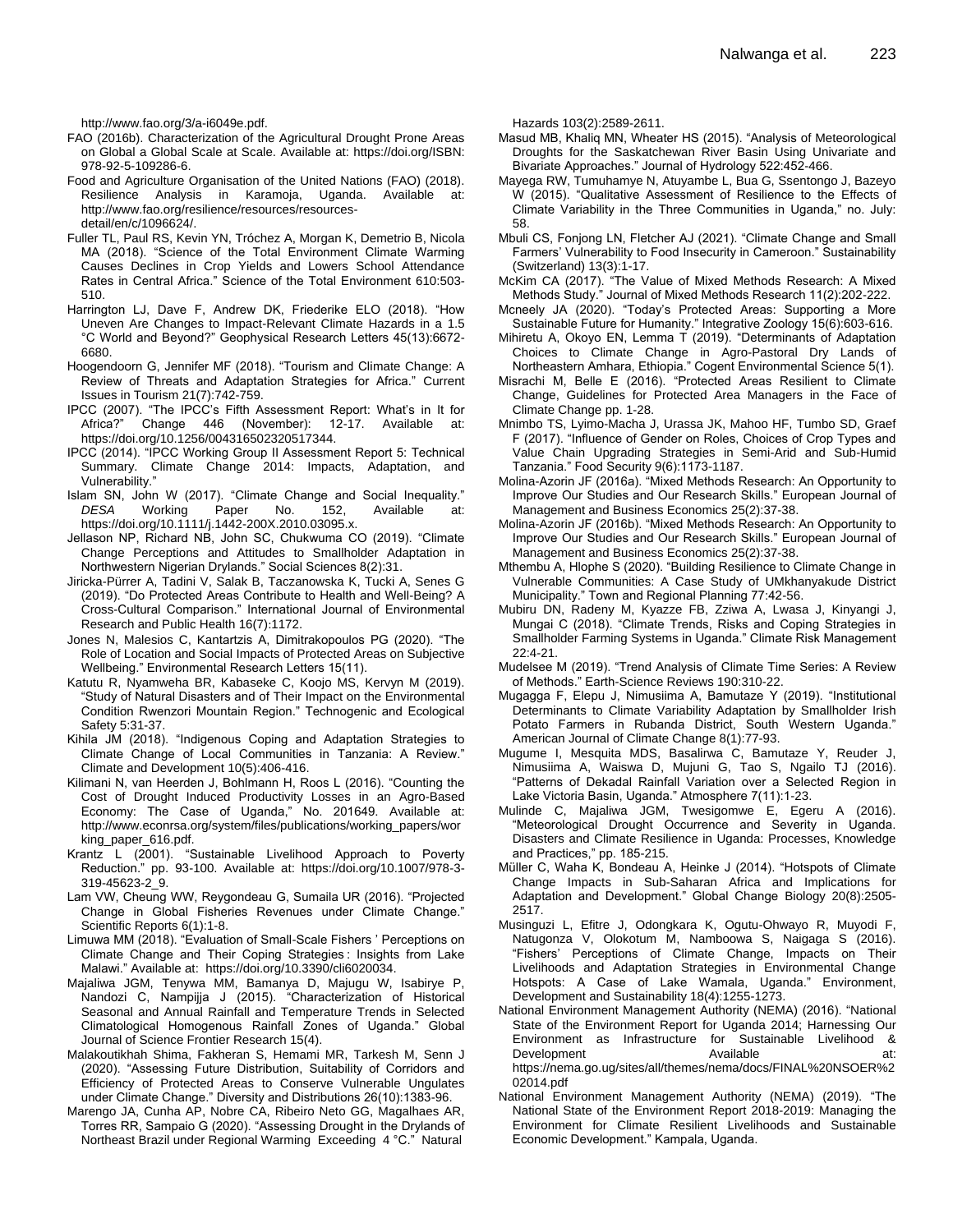http://www.fao.org/3/a-i6049e.pdf.

FAO (2016b). Characterization of the Agricultural Drought Prone Areas on Global a Global Scale at Scale. Available at: https://doi.org/ISBN: 978-92-5-109286-6.

Food and Agriculture Organisation of the United Nations (FAO) (2018). Resilience Analysis in Karamoja, Uganda. Available at: http://www.fao.org/resilience/resources/resources-detail/en/c/1096624/.

Fuller TL, Paul RS, Kevin YN, Tróchez A, Morgan K, Demetrio B, Nicola MA (2018). "Science of the Total Environment Climate Warming Causes Declines in Crop Yields and Lowers School Attendance Rates in Central Africa." Science of the Total Environment 610:503-510.

Harrington LJ, Dave F, Andrew DK, Friederike ELO (2018). "How Uneven Are Changes to Impact-Relevant Climate Hazards in a 1.5 °C World and Beyond?" Geophysical Research Letters 45(13):6672-6680.

Hoogendoorn G, Jennifer MF (2018). "Tourism and Climate Change: A Review of Threats and Adaptation Strategies for Africa." Current Issues in Tourism 21(7):742-759.

IPCC (2007). "The IPCC's Fifth Assessment Report: What's in It for Africa?" Change 446 (November): 12-17. Available at: https://doi.org/10.1256/004316502320517344.

IPCC (2014). "IPCC Working Group II Assessment Report 5: Technical Summary. Climate Change 2014: Impacts, Adaptation, and Vulnerability."

Islam SN, John W (2017). "Climate Change and Social Inequality." *DESA* Working Paper No. 152, Available at: https://doi.org/10.1111/j.1442-200X.2010.03095.x.

Jellason NP, Richard NB, John SC, Chukwuma CO (2019). "Climate Change Perceptions and Attitudes to Smallholder Adaptation in Northwestern Nigerian Drylands." Social Sciences 8(2):31.

Jiricka-Pürrer A, Tadini V, Salak B, Taczanowska K, Tucki A, Senes G (2019). "Do Protected Areas Contribute to Health and Well-Being? A Cross-Cultural Comparison." International Journal of Environmental Research and Public Health 16(7):1172.

Jones N, Malesios C, Kantartzis A, Dimitrakopoulos PG (2020). "The Role of Location and Social Impacts of Protected Areas on Subjective Wellbeing." Environmental Research Letters 15(11).

Katutu R, Nyamweha BR, Kabaseke C, Koojo MS, Kervyn M (2019). "Study of Natural Disasters and of Their Impact on the Environmental Condition Rwenzori Mountain Region." Technogenic and Ecological Safety 5:31-37.

Kihila JM (2018). "Indigenous Coping and Adaptation Strategies to Climate Change of Local Communities in Tanzania: A Review." Climate and Development 10(5):406-416.

Kilimani N, van Heerden J, Bohlmann H, Roos L (2016). "Counting the Cost of Drought Induced Productivity Losses in an Agro-Based Economy: The Case of Uganda," No. 201649. Available at: http://www.econrsa.org/system/files/publications/working_papers/working_paper_616.pdf.

Krantz L (2001). "Sustainable Livelihood Approach to Poverty Reduction." pp. 93-100. Available at: https://doi.org/10.1007/978-3-319-45623-2_9.

Lam VW, Cheung WW, Reygondeau G, Sumaila UR (2016). "Projected Change in Global Fisheries Revenues under Climate Change." Scientific Reports 6(1):1-8.

Limuwa MM (2018). "Evaluation of Small-Scale Fishers ' Perceptions on Climate Change and Their Coping Strategies : Insights from Lake Malawi." Available at: https://doi.org/10.3390/cli6020034.

Majaliwa JGM, Tenywa MM, Bamanya D, Majugu W, Isabirye P, Nandozi C, Nampijja J (2015). "Characterization of Historical Seasonal and Annual Rainfall and Temperature Trends in Selected Climatological Homogenous Rainfall Zones of Uganda." Global Journal of Science Frontier Research 15(4).

Malakoutikhah Shima, Fakheran S, Hemami MR, Tarkesh M, Senn J (2020). "Assessing Future Distribution, Suitability of Corridors and Efficiency of Protected Areas to Conserve Vulnerable Ungulates under Climate Change." Diversity and Distributions 26(10):1383-96.

Marengo JA, Cunha AP, Nobre CA, Ribeiro Neto GG, Magalhaes AR, Torres RR, Sampaio G (2020). "Assessing Drought in the Drylands of Northeast Brazil under Regional Warming Exceeding 4 °C." Natural Hazards 103(2):2589-2611.

Masud MB, Khaliq MN, Wheater HS (2015). "Analysis of Meteorological Droughts for the Saskatchewan River Basin Using Univariate and Bivariate Approaches." Journal of Hydrology 522:452-466.

Mayega RW, Tumuhamye N, Atuyambe L, Bua G, Ssentongo J, Bazeyo W (2015). "Qualitative Assessment of Resilience to the Effects of Climate Variability in the Three Communities in Uganda," no. July: 58.

Mbuli CS, Fonjong LN, Fletcher AJ (2021). "Climate Change and Small Farmers' Vulnerability to Food Insecurity in Cameroon." Sustainability (Switzerland) 13(3):1-17.

McKim CA (2017). "The Value of Mixed Methods Research: A Mixed Methods Study." Journal of Mixed Methods Research 11(2):202-222.

Mcneely JA (2020). "Today's Protected Areas: Supporting a More Sustainable Future for Humanity." Integrative Zoology 15(6):603-616.

Mihiretu A, Okoyo EN, Lemma T (2019). "Determinants of Adaptation Choices to Climate Change in Agro-Pastoral Dry Lands of Northeastern Amhara, Ethiopia." Cogent Environmental Science 5(1).

Misrachi M, Belle E (2016). "Protected Areas Resilient to Climate Change, Guidelines for Protected Area Managers in the Face of Climate Change pp. 1-28.

Mnimbo TS, Lyimo-Macha J, Urassa JK, Mahoo HF, Tumbo SD, Graef F (2017). "Influence of Gender on Roles, Choices of Crop Types and Value Chain Upgrading Strategies in Semi-Arid and Sub-Humid Tanzania." Food Security 9(6):1173-1187.

Molina-Azorin JF (2016a). "Mixed Methods Research: An Opportunity to Improve Our Studies and Our Research Skills." European Journal of Management and Business Economics 25(2):37-38.

Molina-Azorin JF (2016b). "Mixed Methods Research: An Opportunity to Improve Our Studies and Our Research Skills." European Journal of Management and Business Economics 25(2):37-38.

Mthembu A, Hlophe S (2020). "Building Resilience to Climate Change in Vulnerable Communities: A Case Study of UMkhanyakude District Municipality." Town and Regional Planning 77:42-56.

Mubiru DN, Radeny M, Kyazze FB, Zziwa A, Lwasa J, Kinyangi J, Mungai C (2018). "Climate Trends, Risks and Coping Strategies in Smallholder Farming Systems in Uganda." Climate Risk Management 22:4-21.

Mudelsee M (2019). "Trend Analysis of Climate Time Series: A Review of Methods." Earth-Science Reviews 190:310-22.

Mugagga F, Elepu J, Nimusiima A, Bamutaze Y (2019). "Institutional Determinants to Climate Variability Adaptation by Smallholder Irish Potato Farmers in Rubanda District, South Western Uganda." American Journal of Climate Change 8(1):77-93.

Mugume I, Mesquita MDS, Basalirwa C, Bamutaze Y, Reuder J, Nimusiima A, Waiswa D, Mujuni G, Tao S, Ngailo TJ (2016). "Patterns of Dekadal Rainfall Variation over a Selected Region in Lake Victoria Basin, Uganda." Atmosphere 7(11):1-23.

Mulinde C, Majaliwa JGM, Twesigomwe E, Egeru A (2016). "Meteorological Drought Occurrence and Severity in Uganda. Disasters and Climate Resilience in Uganda: Processes, Knowledge and Practices," pp. 185-215.

Müller C, Waha K, Bondeau A, Heinke J (2014). "Hotspots of Climate Change Impacts in Sub-Saharan Africa and Implications for Adaptation and Development." Global Change Biology 20(8):2505-2517.

Musinguzi L, Efitre J, Odongkara K, Ogutu-Ohwayo R, Muyodi F, Natugonza V, Olokotum M, Namboowa S, Naigaga S (2016). "Fishers' Perceptions of Climate Change, Impacts on Their Livelihoods and Adaptation Strategies in Environmental Change Hotspots: A Case of Lake Wamala, Uganda." Environment, Development and Sustainability 18(4):1255-1273.

National Environment Management Authority (NEMA) (2016). "National State of the Environment Report for Uganda 2014; Harnessing Our Environment as Infrastructure for Sustainable Livelihood & Development Available at: https://nema.go.ug/sites/all/themes/nema/docs/FINAL%20NSOER%202014.pdf

National Environment Management Authority (NEMA) (2019). "The National State of the Environment Report 2018-2019: Managing the Environment for Climate Resilient Livelihoods and Sustainable Economic Development." Kampala, Uganda.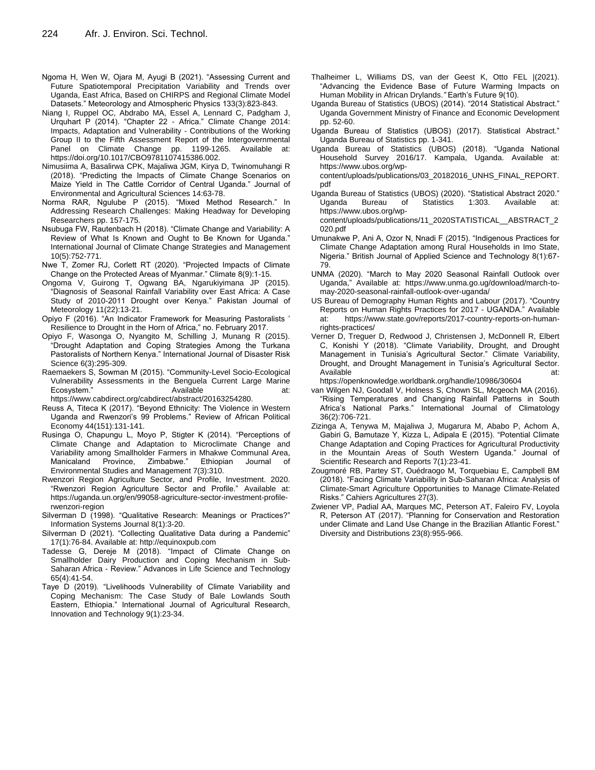Ngoma H, Wen W, Ojara M, Ayugi B (2021). "Assessing Current and Future Spatiotemporal Precipitation Variability and Trends over Uganda, East Africa, Based on CHIRPS and Regional Climate Model Datasets." Meteorology and Atmospheric Physics 133(3):823-843.

Niang I, Ruppel OC, Abdrabo MA, Essel A, Lennard C, Padgham J, Urquhart P (2014). "Chapter 22 - Africa." Climate Change 2014: Impacts, Adaptation and Vulnerability - Contributions of the Working Group II to the Fifth Assessment Report of the Intergovernmental Panel on Climate Change pp. 1199-1265. Available at: https://doi.org/10.1017/CBO9781107415386.002.

Nimusiima A, Basalirwa CPK, Majaliwa JGM, Kirya D, Twinomuhangi R (2018). "Predicting the Impacts of Climate Change Scenarios on Maize Yield in The Cattle Corridor of Central Uganda." Journal of Environmental and Agricultural Sciences 14:63-78.

Norma RAR, Ngulube P (2015). "Mixed Method Research." In Addressing Research Challenges: Making Headway for Developing Researchers pp. 157-175.

Nsubuga FW, Rautenbach H (2018). "Climate Change and Variability: A Review of What Is Known and Ought to Be Known for Uganda." International Journal of Climate Change Strategies and Management 10(5):752-771.

Nwe T, Zomer RJ, Corlett RT (2020). "Projected Impacts of Climate Change on the Protected Areas of Myanmar." Climate 8(9):1-15.

Ongoma V, Guirong T, Ogwang BA, Ngarukiyimana JP (2015). "Diagnosis of Seasonal Rainfall Variability over East Africa: A Case Study of 2010-2011 Drought over Kenya." Pakistan Journal of Meteorology 11(22):13-21.

Opiyo F (2016). "An Indicator Framework for Measuring Pastoralists ' Resilience to Drought in the Horn of Africa," no. February 2017.

Opiyo F, Wasonga O, Nyangito M, Schilling J, Munang R (2015). "Drought Adaptation and Coping Strategies Among the Turkana Pastoralists of Northern Kenya." International Journal of Disaster Risk Science 6(3):295-309.

Raemaekers S, Sowman M (2015). "Community-Level Socio-Ecological Vulnerability Assessments in the Benguela Current Large Marine Ecosystem." Available at: https://www.cabdirect.org/cabdirect/abstract/20163254280.

Reuss A, Titeca K (2017). "Beyond Ethnicity: The Violence in Western Uganda and Rwenzori's 99 Problems." Review of African Political Economy 44(151):131-141.

Rusinga O, Chapungu L, Moyo P, Stigter K (2014). "Perceptions of Climate Change and Adaptation to Microclimate Change and Variability among Smallholder Farmers in Mhakwe Communal Area, Manicaland Province, Zimbabwe." Ethiopian Journal of Environmental Studies and Management 7(3):310.

Rwenzori Region Agriculture Sector, and Profile, Investment. 2020. "Rwenzori Region Agriculture Sector and Profile." Available at: https://uganda.un.org/en/99058-agriculture-sector-investment-profile-rwenzori-region

Silverman D (1998). "Qualitative Research: Meanings or Practices?" Information Systems Journal 8(1):3-20.

Silverman D (2021). "Collecting Qualitative Data during a Pandemic" 17(1):76-84. Available at: http://equinoxpub.com

Tadesse G, Dereje M (2018). "Impact of Climate Change on Smallholder Dairy Production and Coping Mechanism in Sub-Saharan Africa - Review." Advances in Life Science and Technology 65(4):41-54.

Taye D (2019). "Livelihoods Vulnerability of Climate Variability and Coping Mechanism: The Case Study of Bale Lowlands South Eastern, Ethiopia." International Journal of Agricultural Research, Innovation and Technology 9(1):23-34.

Thalheimer L, Williams DS, van der Geest K, Otto FEL |(2021). "Advancing the Evidence Base of Future Warming Impacts on Human Mobility in African Drylands." Earth's Future 9(10).

Uganda Bureau of Statistics (UBOS) (2014). "2014 Statistical Abstract." Uganda Government Ministry of Finance and Economic Development pp. 52-60.

Uganda Bureau of Statistics (UBOS) (2017). Statistical Abstract." Uganda Bureau of Statistics pp. 1-341.

Uganda Bureau of Statistics (UBOS) (2018). "Uganda National Household Survey 2016/17. Kampala, Uganda. Available at: https://www.ubos.org/wp-content/uploads/publications/03_20182016_UNHS_FINAL_REPORT.pdf

Uganda Bureau of Statistics (UBOS) (2020). "Statistical Abstract 2020." Uganda Bureau of Statistics 1:303. Available at: https://www.ubos.org/wp-content/uploads/publications/11_2020STATISTICAL__ABSTRACT_2020.pdf

Umunakwe P, Ani A, Ozor N, Nnadi F (2015). "Indigenous Practices for Climate Change Adaptation among Rural Households in Imo State, Nigeria." British Journal of Applied Science and Technology 8(1):67-79.

UNMA (2020). "March to May 2020 Seasonal Rainfall Outlook over Uganda," Available at: https://www.unma.go.ug/download/march-to-may-2020-seasonal-rainfall-outlook-over-uganda/

US Bureau of Demography Human Rights and Labour (2017). "Country Reports on Human Rights Practices for 2017 - UGANDA." Available at: https://www.state.gov/reports/2017-country-reports-on-human-rights-practices/

Verner D, Treguer D, Redwood J, Christensen J, McDonnell R, Elbert C, Konishi Y (2018). "Climate Variability, Drought, and Drought Management in Tunisia's Agricultural Sector." Climate Variability, Drought, and Drought Management in Tunisia's Agricultural Sector. Available at: https://openknowledge.worldbank.org/handle/10986/30604

van Wilgen NJ, Goodall V, Holness S, Chown SL, Mcgeoch MA (2016). "Rising Temperatures and Changing Rainfall Patterns in South Africa's National Parks." International Journal of Climatology 36(2):706-721.

Zizinga A, Tenywa M, Majaliwa J, Mugarura M, Ababo P, Achom A, Gabiri G, Bamutaze Y, Kizza L, Adipala E (2015). "Potential Climate Change Adaptation and Coping Practices for Agricultural Productivity in the Mountain Areas of South Western Uganda." Journal of Scientific Research and Reports 7(1):23-41.

Zougmoré RB, Partey ST, Ouédraogo M, Torquebiau E, Campbell BM (2018). "Facing Climate Variability in Sub-Saharan Africa: Analysis of Climate-Smart Agriculture Opportunities to Manage Climate-Related Risks." Cahiers Agricultures 27(3).

Zwiener VP, Padial AA, Marques MC, Peterson AT, Faleiro FV, Loyola R, Peterson AT (2017). "Planning for Conservation and Restoration under Climate and Land Use Change in the Brazilian Atlantic Forest." Diversity and Distributions 23(8):955-966.